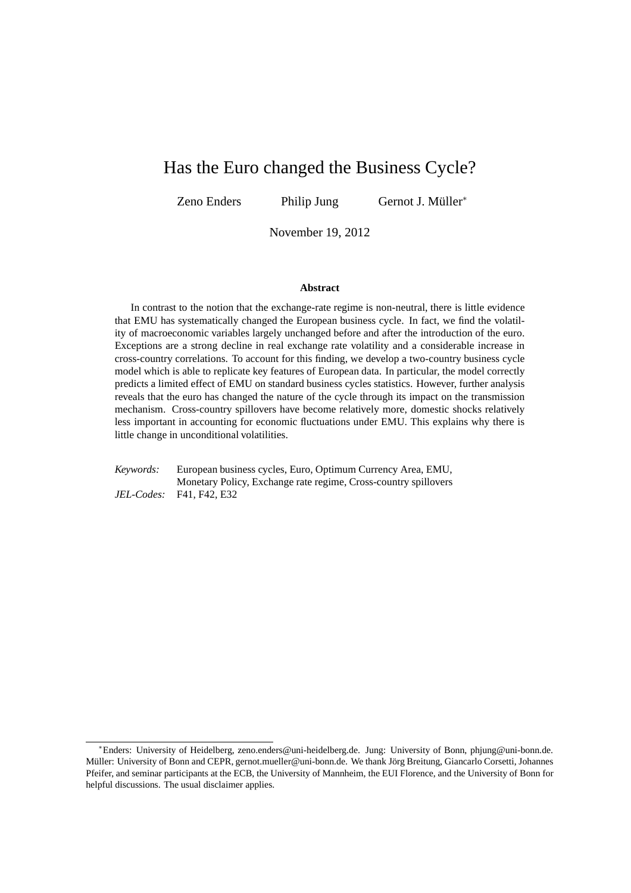# Has the Euro changed the Business Cycle?

Zeno Enders Philip Jung Gernot J. Müller[*]

November 19, 2012

**Abstract**

In contrast to the notion that the exchange-rate regime is non-neutral, there is little evidence that EMU has systematically changed the European business cycle. In fact, we find the volatility of macroeconomic variables largely unchanged before and after the introduction of the euro. Exceptions are a strong decline in real exchange rate volatility and a considerable increase in cross-country correlations. To account for this finding, we develop a two-country business cycle model which is able to replicate key features of European data. In particular, the model correctly predicts a limited effect of EMU on standard business cycles statistics. However, further analysis reveals that the euro has changed the nature of the cycle through its impact on the transmission mechanism. Cross-country spillovers have become relatively more, domestic shocks relatively less important in accounting for economic fluctuations under EMU. This explains why there is little change in unconditional volatilities.

*Keywords:* European business cycles, Euro, Optimum Currency Area, EMU, Monetary Policy, Exchange rate regime, Cross-country spillovers

*JEL-Codes:* F41, F42, E32

---

[*]Enders: University of Heidelberg, zeno.enders@uni-heidelberg.de. Jung: University of Bonn, phjung@uni-bonn.de. Müller: University of Bonn and CEPR, gernot.mueller@uni-bonn.de. We thank Jörg Breitung, Giancarlo Corsetti, Johannes Pfeifer, and seminar participants at the ECB, the University of Mannheim, the EUI Florence, and the University of Bonn for helpful discussions. The usual disclaimer applies.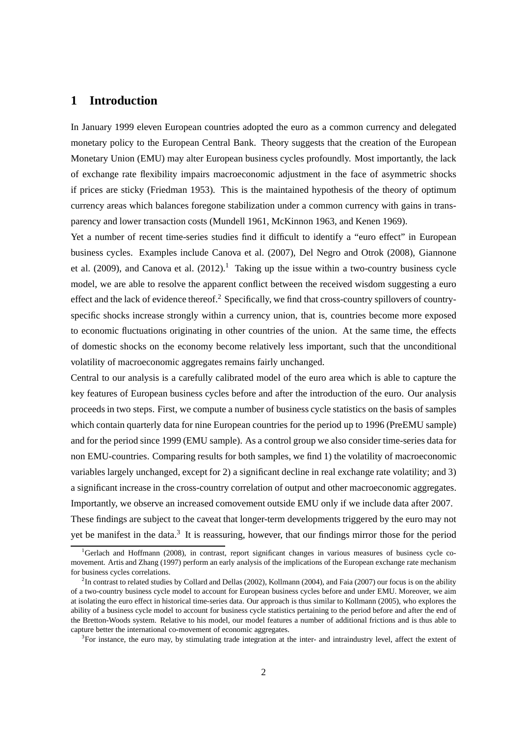## 1 Introduction

In January 1999 eleven European countries adopted the euro as a common currency and delegated monetary policy to the European Central Bank. Theory suggests that the creation of the European Monetary Union (EMU) may alter European business cycles profoundly. Most importantly, the lack of exchange rate flexibility impairs macroeconomic adjustment in the face of asymmetric shocks if prices are sticky (Friedman 1953). This is the maintained hypothesis of the theory of optimum currency areas which balances foregone stabilization under a common currency with gains in transparency and lower transaction costs (Mundell 1961, McKinnon 1963, and Kenen 1969).

Yet a number of recent time-series studies find it difficult to identify a "euro effect" in European business cycles. Examples include Canova et al. (2007), Del Negro and Otrok (2008), Giannone et al. (2009), and Canova et al. (2012).[1] Taking up the issue within a two-country business cycle model, we are able to resolve the apparent conflict between the received wisdom suggesting a euro effect and the lack of evidence thereof.[2] Specifically, we find that cross-country spillovers of country-specific shocks increase strongly within a currency union, that is, countries become more exposed to economic fluctuations originating in other countries of the union. At the same time, the effects of domestic shocks on the economy become relatively less important, such that the unconditional volatility of macroeconomic aggregates remains fairly unchanged.

Central to our analysis is a carefully calibrated model of the euro area which is able to capture the key features of European business cycles before and after the introduction of the euro. Our analysis proceeds in two steps. First, we compute a number of business cycle statistics on the basis of samples which contain quarterly data for nine European countries for the period up to 1996 (PreEMU sample) and for the period since 1999 (EMU sample). As a control group we also consider time-series data for non EMU-countries. Comparing results for both samples, we find 1) the volatility of macroeconomic variables largely unchanged, except for 2) a significant decline in real exchange rate volatility; and 3) a significant increase in the cross-country correlation of output and other macroeconomic aggregates. Importantly, we observe an increased comovement outside EMU only if we include data after 2007.

These findings are subject to the caveat that longer-term developments triggered by the euro may not yet be manifest in the data.[3] It is reassuring, however, that our findings mirror those for the period

[1] Gerlach and Hoffmann (2008), in contrast, report significant changes in various measures of business cycle comovement. Artis and Zhang (1997) perform an early analysis of the implications of the European exchange rate mechanism for business cycles correlations.

[2] In contrast to related studies by Collard and Dellas (2002), Kollmann (2004), and Faia (2007) our focus is on the ability of a two-country business cycle model to account for European business cycles before and under EMU. Moreover, we aim at isolating the euro effect in historical time-series data. Our approach is thus similar to Kollmann (2005), who explores the ability of a business cycle model to account for business cycle statistics pertaining to the period before and after the end of the Bretton-Woods system. Relative to his model, our model features a number of additional frictions and is thus able to capture better the international co-movement of economic aggregates.

[3] For instance, the euro may, by stimulating trade integration at the inter- and intraindustry level, affect the extent of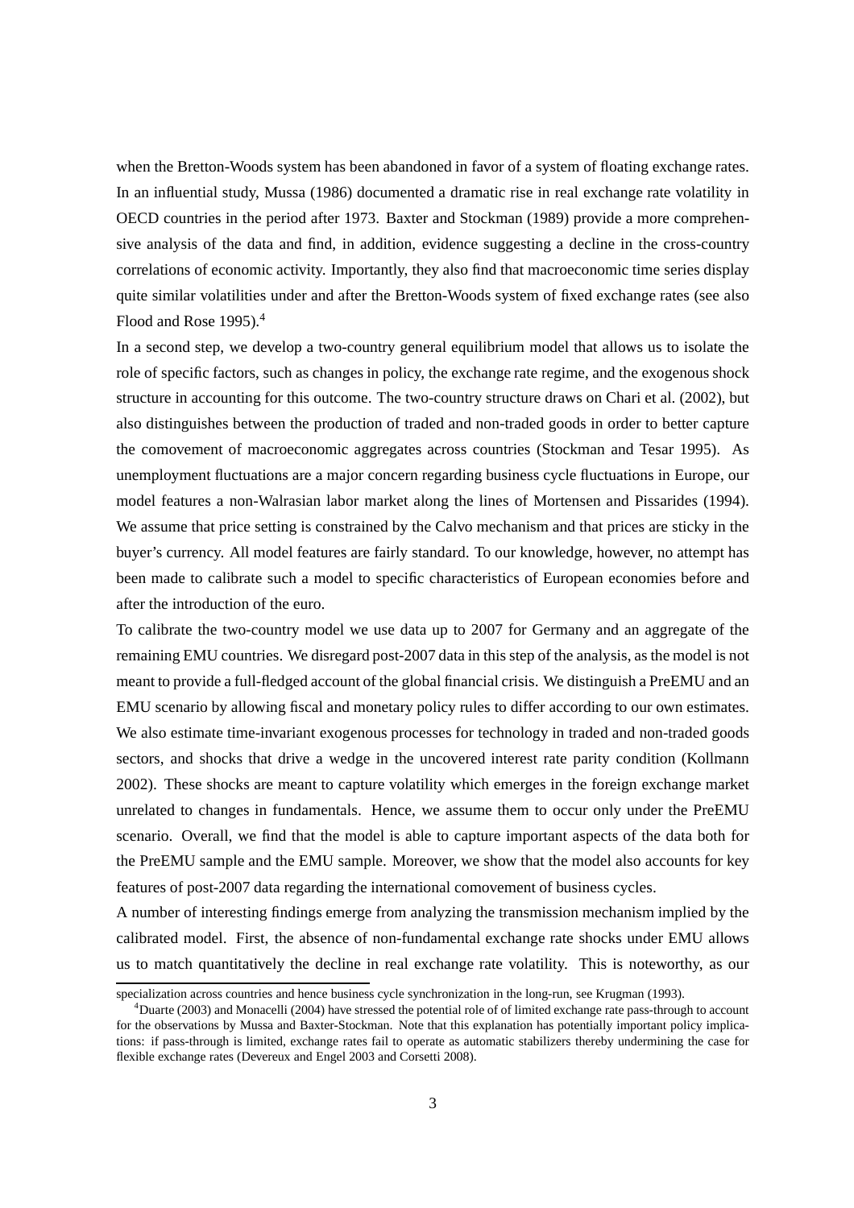when the Bretton-Woods system has been abandoned in favor of a system of floating exchange rates. In an influential study, Mussa (1986) documented a dramatic rise in real exchange rate volatility in OECD countries in the period after 1973. Baxter and Stockman (1989) provide a more comprehensive analysis of the data and find, in addition, evidence suggesting a decline in the cross-country correlations of economic activity. Importantly, they also find that macroeconomic time series display quite similar volatilities under and after the Bretton-Woods system of fixed exchange rates (see also Flood and Rose 1995).[4]

In a second step, we develop a two-country general equilibrium model that allows us to isolate the role of specific factors, such as changes in policy, the exchange rate regime, and the exogenous shock structure in accounting for this outcome. The two-country structure draws on Chari et al. (2002), but also distinguishes between the production of traded and non-traded goods in order to better capture the comovement of macroeconomic aggregates across countries (Stockman and Tesar 1995). As unemployment fluctuations are a major concern regarding business cycle fluctuations in Europe, our model features a non-Walrasian labor market along the lines of Mortensen and Pissarides (1994). We assume that price setting is constrained by the Calvo mechanism and that prices are sticky in the buyer's currency. All model features are fairly standard. To our knowledge, however, no attempt has been made to calibrate such a model to specific characteristics of European economies before and after the introduction of the euro.

To calibrate the two-country model we use data up to 2007 for Germany and an aggregate of the remaining EMU countries. We disregard post-2007 data in this step of the analysis, as the model is not meant to provide a full-fledged account of the global financial crisis. We distinguish a PreEMU and an EMU scenario by allowing fiscal and monetary policy rules to differ according to our own estimates. We also estimate time-invariant exogenous processes for technology in traded and non-traded goods sectors, and shocks that drive a wedge in the uncovered interest rate parity condition (Kollmann 2002). These shocks are meant to capture volatility which emerges in the foreign exchange market unrelated to changes in fundamentals. Hence, we assume them to occur only under the PreEMU scenario. Overall, we find that the model is able to capture important aspects of the data both for the PreEMU sample and the EMU sample. Moreover, we show that the model also accounts for key features of post-2007 data regarding the international comovement of business cycles.

A number of interesting findings emerge from analyzing the transmission mechanism implied by the calibrated model. First, the absence of non-fundamental exchange rate shocks under EMU allows us to match quantitatively the decline in real exchange rate volatility. This is noteworthy, as our

specialization across countries and hence business cycle synchronization in the long-run, see Krugman (1993).

[4] Duarte (2003) and Monacelli (2004) have stressed the potential role of of limited exchange rate pass-through to account for the observations by Mussa and Baxter-Stockman. Note that this explanation has potentially important policy implications: if pass-through is limited, exchange rates fail to operate as automatic stabilizers thereby undermining the case for flexible exchange rates (Devereux and Engel 2003 and Corsetti 2008).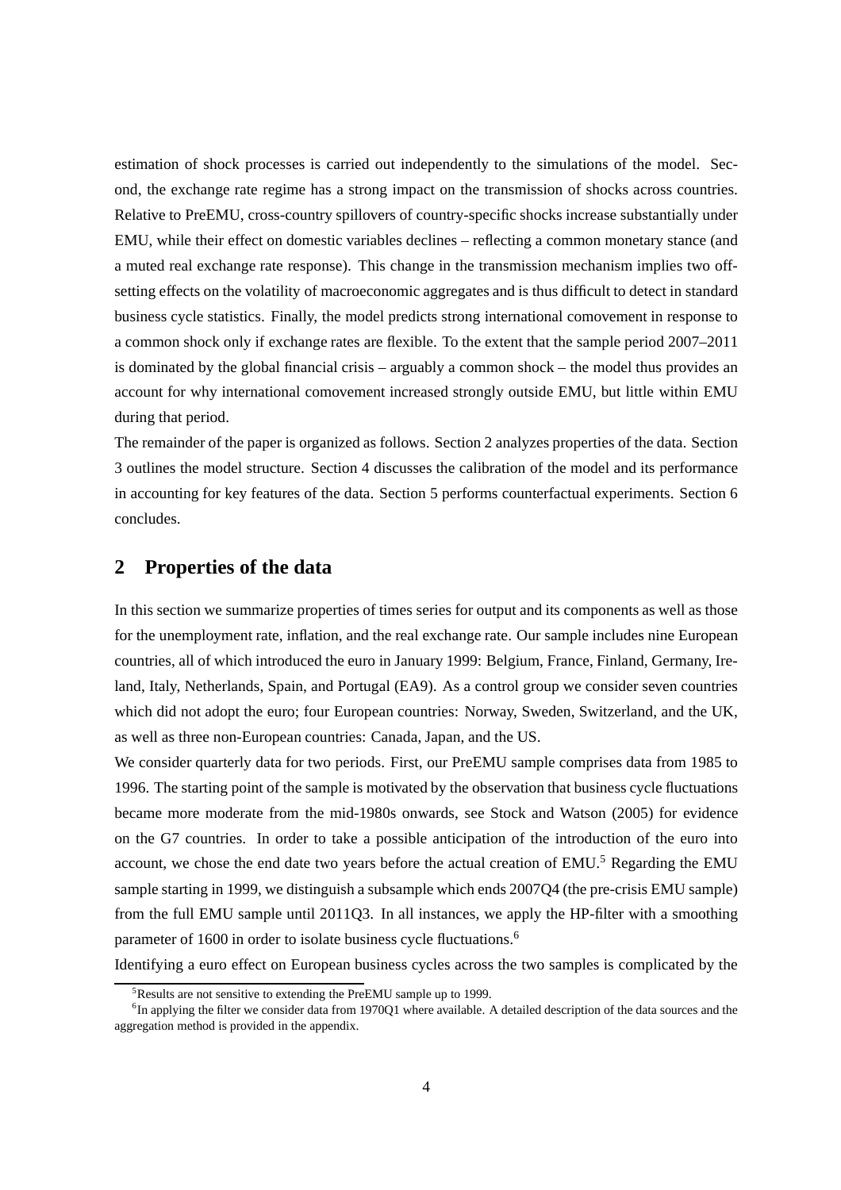estimation of shock processes is carried out independently to the simulations of the model. Second, the exchange rate regime has a strong impact on the transmission of shocks across countries. Relative to PreEMU, cross-country spillovers of country-specific shocks increase substantially under EMU, while their effect on domestic variables declines – reflecting a common monetary stance (and a muted real exchange rate response). This change in the transmission mechanism implies two offsetting effects on the volatility of macroeconomic aggregates and is thus difficult to detect in standard business cycle statistics. Finally, the model predicts strong international comovement in response to a common shock only if exchange rates are flexible. To the extent that the sample period 2007–2011 is dominated by the global financial crisis – arguably a common shock – the model thus provides an account for why international comovement increased strongly outside EMU, but little within EMU during that period.

The remainder of the paper is organized as follows. Section 2 analyzes properties of the data. Section 3 outlines the model structure. Section 4 discusses the calibration of the model and its performance in accounting for key features of the data. Section 5 performs counterfactual experiments. Section 6 concludes.

## 2 Properties of the data

In this section we summarize properties of times series for output and its components as well as those for the unemployment rate, inflation, and the real exchange rate. Our sample includes nine European countries, all of which introduced the euro in January 1999: Belgium, France, Finland, Germany, Ireland, Italy, Netherlands, Spain, and Portugal (EA9). As a control group we consider seven countries which did not adopt the euro; four European countries: Norway, Sweden, Switzerland, and the UK, as well as three non-European countries: Canada, Japan, and the US.

We consider quarterly data for two periods. First, our PreEMU sample comprises data from 1985 to 1996. The starting point of the sample is motivated by the observation that business cycle fluctuations became more moderate from the mid-1980s onwards, see Stock and Watson (2005) for evidence on the G7 countries. In order to take a possible anticipation of the introduction of the euro into account, we chose the end date two years before the actual creation of EMU.[5] Regarding the EMU sample starting in 1999, we distinguish a subsample which ends 2007Q4 (the pre-crisis EMU sample) from the full EMU sample until 2011Q3. In all instances, we apply the HP-filter with a smoothing parameter of 1600 in order to isolate business cycle fluctuations.[6]

Identifying a euro effect on European business cycles across the two samples is complicated by the

[5] Results are not sensitive to extending the PreEMU sample up to 1999.

[6] In applying the filter we consider data from 1970Q1 where available. A detailed description of the data sources and the aggregation method is provided in the appendix.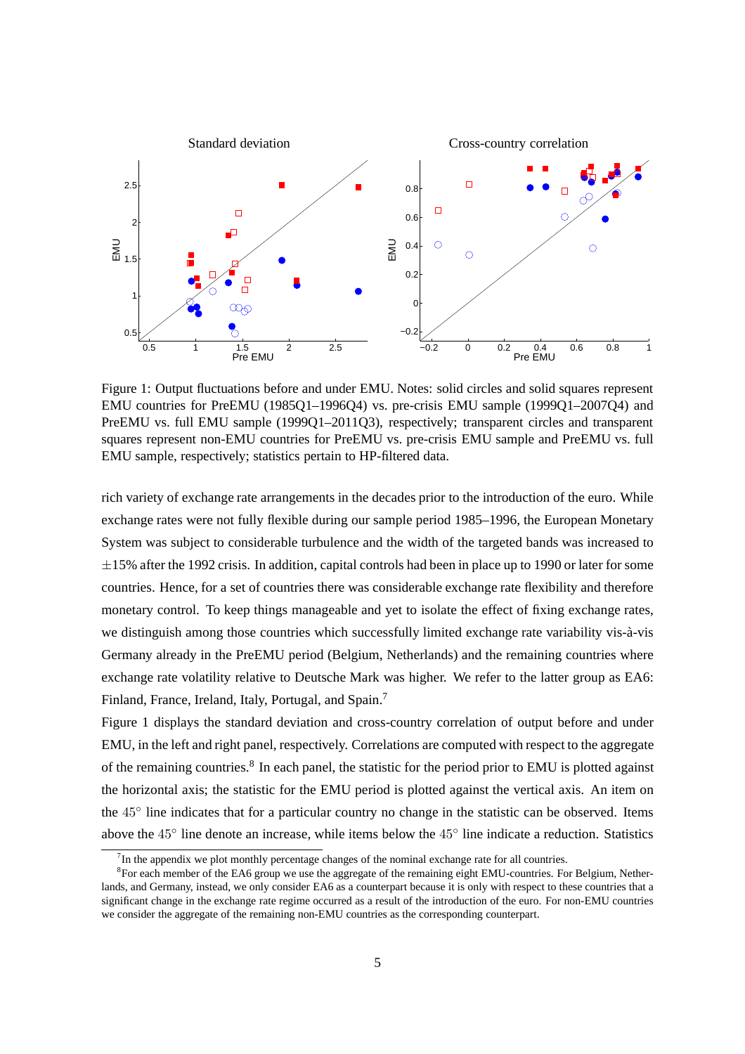Figure 1: Output fluctuations before and under EMU. Notes: solid circles and solid squares represent EMU countries for PreEMU (1985Q1–1996Q4) vs. pre-crisis EMU sample (1999Q1–2007Q4) and PreEMU vs. full EMU sample (1999Q1–2011Q3), respectively; transparent circles and transparent squares represent non-EMU countries for PreEMU vs. pre-crisis EMU sample and PreEMU vs. full EMU sample, respectively; statistics pertain to HP-filtered data.

rich variety of exchange rate arrangements in the decades prior to the introduction of the euro. While exchange rates were not fully flexible during our sample period 1985–1996, the European Monetary System was subject to considerable turbulence and the width of the targeted bands was increased to ±15% after the 1992 crisis. In addition, capital controls had been in place up to 1990 or later for some countries. Hence, for a set of countries there was considerable exchange rate flexibility and therefore monetary control. To keep things manageable and yet to isolate the effect of fixing exchange rates, we distinguish among those countries which successfully limited exchange rate variability vis-à-vis Germany already in the PreEMU period (Belgium, Netherlands) and the remaining countries where exchange rate volatility relative to Deutsche Mark was higher. We refer to the latter group as EA6: Finland, France, Ireland, Italy, Portugal, and Spain.[7]

Figure 1 displays the standard deviation and cross-country correlation of output before and under EMU, in the left and right panel, respectively. Correlations are computed with respect to the aggregate of the remaining countries.[8] In each panel, the statistic for the period prior to EMU is plotted against the horizontal axis; the statistic for the EMU period is plotted against the vertical axis. An item on the $45^{\circ}$ line indicates that for a particular country no change in the statistic can be observed. Items above the $45^{\circ}$ line denote an increase, while items below the $45^{\circ}$ line indicate a reduction. Statistics

[7] In the appendix we plot monthly percentage changes of the nominal exchange rate for all countries.

[8] For each member of the EA6 group we use the aggregate of the remaining eight EMU-countries. For Belgium, Netherlands, and Germany, instead, we only consider EA6 as a counterpart because it is only with respect to these countries that a significant change in the exchange rate regime occurred as a result of the introduction of the euro. For non-EMU countries we consider the aggregate of the remaining non-EMU countries as the corresponding counterpart.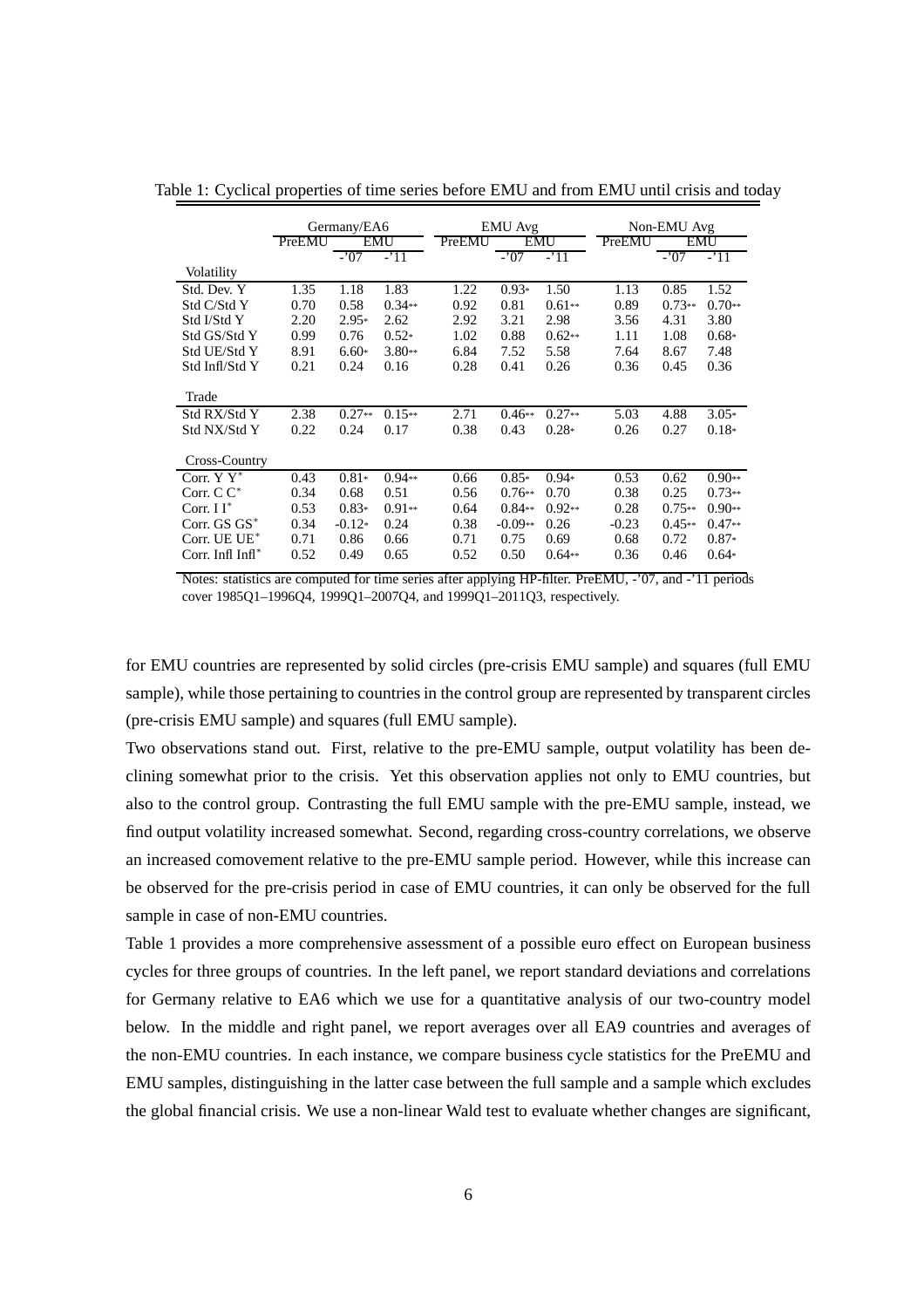Table 1: Cyclical properties of time series before EMU and from EMU until crisis and today

| | Germany/EA6 | | | EMU Avg | | | Non-EMU Avg | | |
|---|---|---|---|---|---|---|---|---|---|
| | PreEMU | EMU | | PreEMU | EMU | | PreEMU | EMU | |
| | | -'07 | -'11 | | -'07 | -'11 | | -'07 | -'11 |
| Volatility | | | | | | | | | |
| Std. Dev. Y | 1.35 | 1.18 | 1.83 | 1.22 | 0.93* | 1.50 | 1.13 | 0.85 | 1.52 |
| Std C/Std Y | 0.70 | 0.58 | 0.34** | 0.92 | 0.81 | 0.61** | 0.89 | 0.73** | 0.70** |
| Std I/Std Y | 2.20 | 2.95* | 2.62 | 2.92 | 3.21 | 2.98 | 3.56 | 4.31 | 3.80 |
| Std GS/Std Y | 0.99 | 0.76 | 0.52* | 1.02 | 0.88 | 0.62** | 1.11 | 1.08 | 0.68* |
| Std UE/Std Y | 8.91 | 6.60* | 3.80** | 6.84 | 7.52 | 5.58 | 7.64 | 8.67 | 7.48 |
| Std Infl/Std Y | 0.21 | 0.24 | 0.16 | 0.28 | 0.41 | 0.26 | 0.36 | 0.45 | 0.36 |
| Trade | | | | | | | | | |
| Std RX/Std Y | 2.38 | 0.27** | 0.15** | 2.71 | 0.46** | 0.27** | 5.03 | 4.88 | 3.05* |
| Std NX/Std Y | 0.22 | 0.24 | 0.17 | 0.38 | 0.43 | 0.28* | 0.26 | 0.27 | 0.18* |
| Cross-Country | | | | | | | | | |
| Corr. Y Y* | 0.43 | 0.81* | 0.94** | 0.66 | 0.85* | 0.94* | 0.53 | 0.62 | 0.90** |
| Corr. C C* | 0.34 | 0.68 | 0.51 | 0.56 | 0.76** | 0.70 | 0.38 | 0.25 | 0.73** |
| Corr. I I* | 0.53 | 0.83* | 0.91** | 0.64 | 0.84** | 0.92** | 0.28 | 0.75** | 0.90** |
| Corr. GS GS* | 0.34 | -0.12* | 0.24 | 0.38 | -0.09** | 0.26 | -0.23 | 0.45** | 0.47** |
| Corr. UE UE* | 0.71 | 0.86 | 0.66 | 0.71 | 0.75 | 0.69 | 0.68 | 0.72 | 0.87* |
| Corr. Infl Infl* | 0.52 | 0.49 | 0.65 | 0.52 | 0.50 | 0.64** | 0.36 | 0.46 | 0.64* |

Notes: statistics are computed for time series after applying HP-filter. PreEMU, -'07, and -'11 periods cover 1985Q1–1996Q4, 1999Q1–2007Q4, and 1999Q1–2011Q3, respectively.

for EMU countries are represented by solid circles (pre-crisis EMU sample) and squares (full EMU sample), while those pertaining to countries in the control group are represented by transparent circles (pre-crisis EMU sample) and squares (full EMU sample).

Two observations stand out. First, relative to the pre-EMU sample, output volatility has been declining somewhat prior to the crisis. Yet this observation applies not only to EMU countries, but also to the control group. Contrasting the full EMU sample with the pre-EMU sample, instead, we find output volatility increased somewhat. Second, regarding cross-country correlations, we observe an increased comovement relative to the pre-EMU sample period. However, while this increase can be observed for the pre-crisis period in case of EMU countries, it can only be observed for the full sample in case of non-EMU countries.

Table 1 provides a more comprehensive assessment of a possible euro effect on European business cycles for three groups of countries. In the left panel, we report standard deviations and correlations for Germany relative to EA6 which we use for a quantitative analysis of our two-country model below. In the middle and right panel, we report averages over all EA9 countries and averages of the non-EMU countries. In each instance, we compare business cycle statistics for the PreEMU and EMU samples, distinguishing in the latter case between the full sample and a sample which excludes the global financial crisis. We use a non-linear Wald test to evaluate whether changes are significant,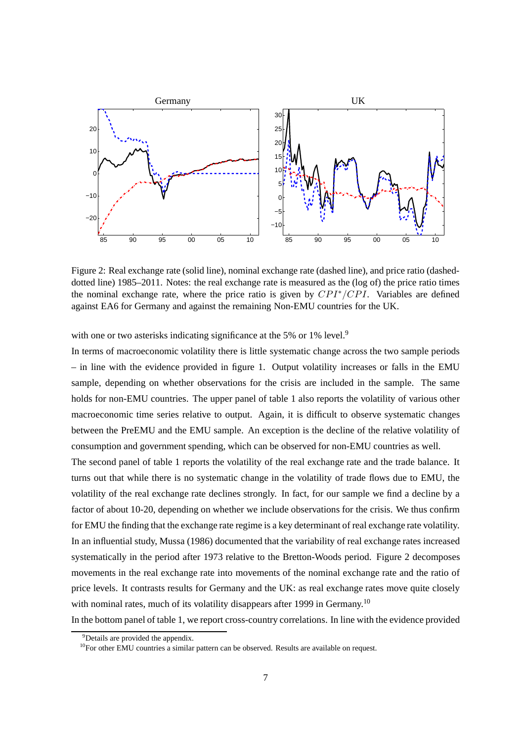Figure 2: Real exchange rate (solid line), nominal exchange rate (dashed line), and price ratio (dashed-dotted line) 1985–2011. Notes: the real exchange rate is measured as the (log of) the price ratio times the nominal exchange rate, where the price ratio is given by $CPI^*/CPI$. Variables are defined against EA6 for Germany and against the remaining Non-EMU countries for the UK.

with one or two asterisks indicating significance at the 5% or 1% level.[9]

In terms of macroeconomic volatility there is little systematic change across the two sample periods – in line with the evidence provided in figure 1. Output volatility increases or falls in the EMU sample, depending on whether observations for the crisis are included in the sample. The same holds for non-EMU countries. The upper panel of table 1 also reports the volatility of various other macroeconomic time series relative to output. Again, it is difficult to observe systematic changes between the PreEMU and the EMU sample. An exception is the decline of the relative volatility of consumption and government spending, which can be observed for non-EMU countries as well.

The second panel of table 1 reports the volatility of the real exchange rate and the trade balance. It turns out that while there is no systematic change in the volatility of trade flows due to EMU, the volatility of the real exchange rate declines strongly. In fact, for our sample we find a decline by a factor of about 10-20, depending on whether we include observations for the crisis. We thus confirm for EMU the finding that the exchange rate regime is a key determinant of real exchange rate volatility. In an influential study, Mussa (1986) documented that the variability of real exchange rates increased systematically in the period after 1973 relative to the Bretton-Woods period. Figure 2 decomposes movements in the real exchange rate into movements of the nominal exchange rate and the ratio of price levels. It contrasts results for Germany and the UK: as real exchange rates move quite closely with nominal rates, much of its volatility disappears after 1999 in Germany.[10]

In the bottom panel of table 1, we report cross-country correlations. In line with the evidence provided

[9] Details are provided the appendix.

[10] For other EMU countries a similar pattern can be observed. Results are available on request.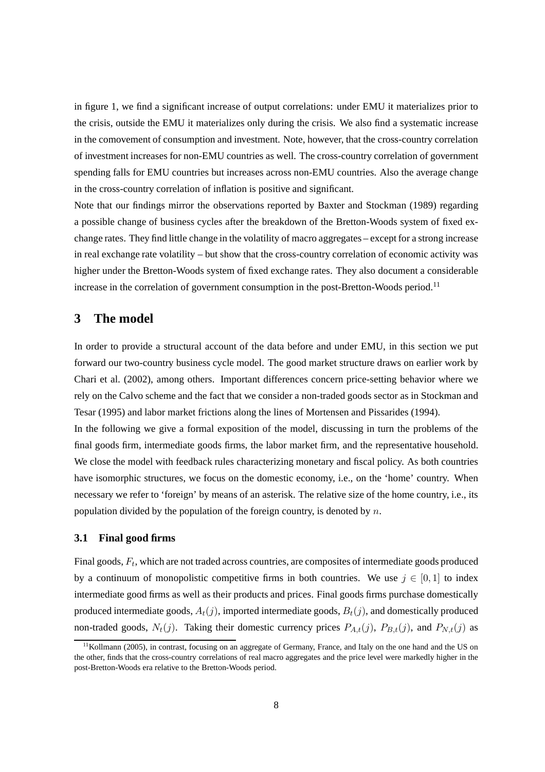in figure 1, we find a significant increase of output correlations: under EMU it materializes prior to the crisis, outside the EMU it materializes only during the crisis. We also find a systematic increase in the comovement of consumption and investment. Note, however, that the cross-country correlation of investment increases for non-EMU countries as well. The cross-country correlation of government spending falls for EMU countries but increases across non-EMU countries. Also the average change in the cross-country correlation of inflation is positive and significant.

Note that our findings mirror the observations reported by Baxter and Stockman (1989) regarding a possible change of business cycles after the breakdown of the Bretton-Woods system of fixed exchange rates. They find little change in the volatility of macro aggregates – except for a strong increase in real exchange rate volatility – but show that the cross-country correlation of economic activity was higher under the Bretton-Woods system of fixed exchange rates. They also document a considerable increase in the correlation of government consumption in the post-Bretton-Woods period.[11]

## 3 The model

In order to provide a structural account of the data before and under EMU, in this section we put forward our two-country business cycle model. The good market structure draws on earlier work by Chari et al. (2002), among others. Important differences concern price-setting behavior where we rely on the Calvo scheme and the fact that we consider a non-traded goods sector as in Stockman and Tesar (1995) and labor market frictions along the lines of Mortensen and Pissarides (1994).

In the following we give a formal exposition of the model, discussing in turn the problems of the final goods firm, intermediate goods firms, the labor market firm, and the representative household. We close the model with feedback rules characterizing monetary and fiscal policy. As both countries have isomorphic structures, we focus on the domestic economy, i.e., on the 'home' country. When necessary we refer to 'foreign' by means of an asterisk. The relative size of the home country, i.e., its population divided by the population of the foreign country, is denoted by $n$.

### 3.1 Final good firms

Final goods, $F_t$, which are not traded across countries, are composites of intermediate goods produced by a continuum of monopolistic competitive firms in both countries. We use $j \in [0, 1]$ to index intermediate good firms as well as their products and prices. Final goods firms purchase domestically produced intermediate goods, $A_t(j)$, imported intermediate goods, $B_t(j)$, and domestically produced non-traded goods, $N_t(j)$. Taking their domestic currency prices $P_{A,t}(j)$, $P_{B,t}(j)$, and $P_{N,t}(j)$ as

[11] Kollmann (2005), in contrast, focusing on an aggregate of Germany, France, and Italy on the one hand and the US on the other, finds that the cross-country correlations of real macro aggregates and the price level were markedly higher in the post-Bretton-Woods era relative to the Bretton-Woods period.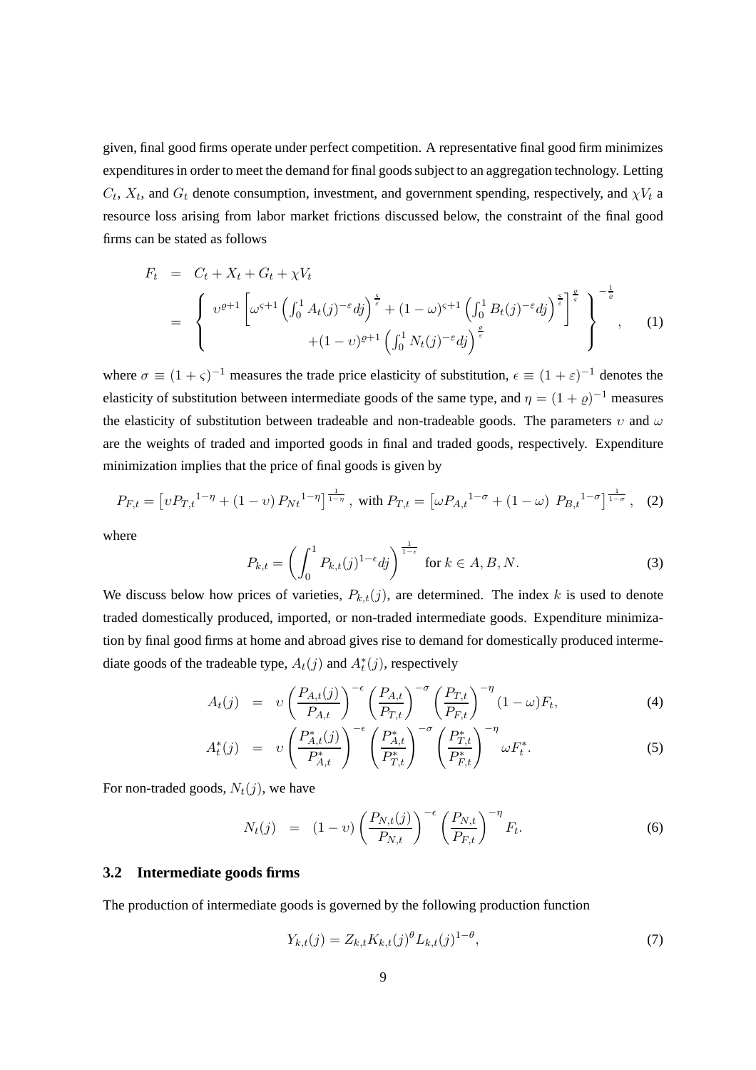given, final good firms operate under perfect competition. A representative final good firm minimizes expenditures in order to meet the demand for final goods subject to an aggregation technology. Letting $C_t$, $X_t$, and $G_t$ denote consumption, investment, and government spending, respectively, and $\chi V_t$ a resource loss arising from labor market frictions discussed below, the constraint of the final good firms can be stated as follows

$$
\begin{aligned}
F_t &= C_t + X_t + G_t + \chi V_t \\
&= \left\{ \begin{array}{c} \upsilon^{\varrho+1} \left[ \omega^{\varsigma+1} \left( \int_0^1 A_t(j)^{-\varepsilon} dj \right)^{\frac{\varsigma}{\varepsilon}} + (1-\omega)^{\varsigma+1} \left( \int_0^1 B_t(j)^{-\varepsilon} dj \right)^{\frac{\varsigma}{\varepsilon}} \right]^{\frac{\varrho}{\varsigma}} \\ +(1-\upsilon)^{\varrho+1} \left( \int_0^1 N_t(j)^{-\varepsilon} dj \right)^{\frac{\varrho}{\varepsilon}} \end{array} \right\}^{-\frac{1}{\varrho}}, \qquad (1)
\end{aligned}
$$

where $\sigma \equiv (1+\varsigma)^{-1}$ measures the trade price elasticity of substitution, $\epsilon \equiv (1+\varepsilon)^{-1}$ denotes the elasticity of substitution between intermediate goods of the same type, and $\eta = (1+\varrho)^{-1}$ measures the elasticity of substitution between tradeable and non-tradeable goods. The parameters $\upsilon$ and $\omega$ are the weights of traded and imported goods in final and traded goods, respectively. Expenditure minimization implies that the price of final goods is given by

$$
P_{F,t} = \left[ \upsilon P_{T,t}{}^{1-\eta} + (1-\upsilon) P_{Nt}{}^{1-\eta} \right]^{\frac{1}{1-\eta}}, \text{ with } P_{T,t} = \left[ \omega P_{A,t}{}^{1-\sigma} + (1-\omega) \; P_{B,t}{}^{1-\sigma} \right]^{\frac{1}{1-\sigma}}, \quad (2)
$$

where

$$
P_{k,t} = \left( \int_0^1 P_{k,t}(j)^{1-\epsilon} dj \right)^{\frac{1}{1-\epsilon}} \text{ for } k \in A, B, N. \quad (3)
$$

We discuss below how prices of varieties, $P_{k,t}(j)$, are determined. The index $k$ is used to denote traded domestically produced, imported, or non-traded intermediate goods. Expenditure minimization by final good firms at home and abroad gives rise to demand for domestically produced intermediate goods of the tradeable type, $A_t(j)$ and $A_t^*(j)$, respectively

$$
A_t(j) = \upsilon \left( \frac{P_{A,t}(j)}{P_{A,t}} \right)^{-\epsilon} \left( \frac{P_{A,t}}{P_{T,t}} \right)^{-\sigma} \left( \frac{P_{T,t}}{P_{F,t}} \right)^{-\eta} (1-\omega) F_t, \quad (4)
$$

$$
A_t^*(j) = \upsilon \left( \frac{P_{A,t}^*(j)}{P_{A,t}^*} \right)^{-\epsilon} \left( \frac{P_{A,t}^*}{P_{T,t}^*} \right)^{-\sigma} \left( \frac{P_{T,t}^*}{P_{F,t}^*} \right)^{-\eta} \omega F_t^*. \quad (5)
$$

For non-traded goods, $N_t(j)$, we have

$$
N_t(j) = (1-\upsilon) \left( \frac{P_{N,t}(j)}{P_{N,t}} \right)^{-\epsilon} \left( \frac{P_{N,t}}{P_{F,t}} \right)^{-\eta} F_t. \quad (6)
$$

### 3.2 Intermediate goods firms

The production of intermediate goods is governed by the following production function

$$
Y_{k,t}(j) = Z_{k,t} K_{k,t}(j)^{\theta} L_{k,t}(j)^{1-\theta}, \quad (7)
$$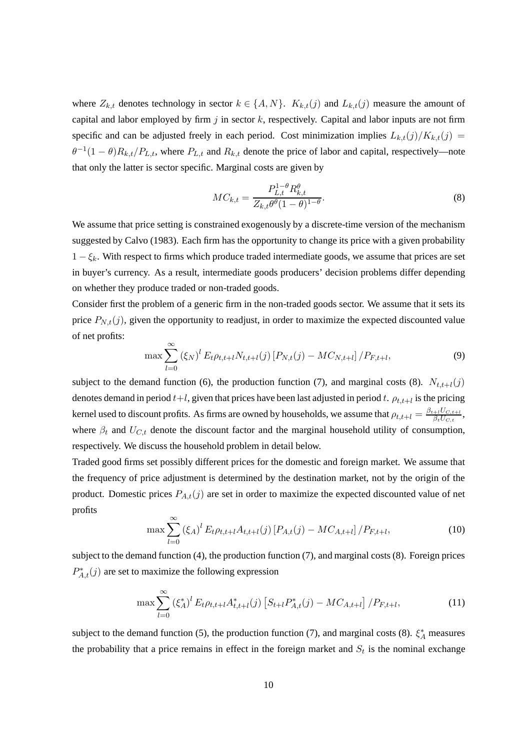where $Z_{k,t}$ denotes technology in sector $k \in \{A, N\}$. $K_{k,t}(j)$ and $L_{k,t}(j)$ measure the amount of capital and labor employed by firm $j$ in sector $k$, respectively. Capital and labor inputs are not firm specific and can be adjusted freely in each period. Cost minimization implies $L_{k,t}(j)/K_{k,t}(j) = \theta^{-1}(1-\theta)R_{k,t}/P_{L,t}$, where $P_{L,t}$ and $R_{k,t}$ denote the price of labor and capital, respectively—note that only the latter is sector specific. Marginal costs are given by

$$MC_{k,t} = \frac{P_{L,t}^{1-\theta} R_{k,t}^{\theta}}{Z_{k,t}\theta^{\theta}(1-\theta)^{1-\theta}}. \tag{8}$$

We assume that price setting is constrained exogenously by a discrete-time version of the mechanism suggested by Calvo (1983). Each firm has the opportunity to change its price with a given probability $1 - \xi_k$. With respect to firms which produce traded intermediate goods, we assume that prices are set in buyer's currency. As a result, intermediate goods producers' decision problems differ depending on whether they produce traded or non-traded goods.

Consider first the problem of a generic firm in the non-traded goods sector. We assume that it sets its price $P_{N,t}(j)$, given the opportunity to readjust, in order to maximize the expected discounted value of net profits:

$$\max \sum_{l=0}^{\infty} (\xi_N)^l E_t \rho_{t,t+l} N_{t,t+l}(j) \left[P_{N,t}(j) - MC_{N,t+l}\right]/P_{F,t+l}, \tag{9}$$

subject to the demand function (6), the production function (7), and marginal costs (8). $N_{t,t+l}(j)$ denotes demand in period $t+l$, given that prices have been last adjusted in period $t$. $\rho_{t,t+l}$ is the pricing kernel used to discount profits. As firms are owned by households, we assume that $\rho_{t,t+l} = \frac{\beta_{t+l} U_{C,t+l}}{\beta_t U_{C,t}}$, where $\beta_t$ and $U_{C,t}$ denote the discount factor and the marginal household utility of consumption, respectively. We discuss the household problem in detail below.

Traded good firms set possibly different prices for the domestic and foreign market. We assume that the frequency of price adjustment is determined by the destination market, not by the origin of the product. Domestic prices $P_{A,t}(j)$ are set in order to maximize the expected discounted value of net profits

$$\max \sum_{l=0}^{\infty} (\xi_A)^l E_t \rho_{t,t+l} A_{t,t+l}(j) \left[P_{A,t}(j) - MC_{A,t+l}\right]/P_{F,t+l}, \tag{10}$$

subject to the demand function (4), the production function (7), and marginal costs (8). Foreign prices $P^*_{A,t}(j)$ are set to maximize the following expression

$$\max \sum_{l=0}^{\infty} (\xi^*_A)^l E_t \rho_{t,t+l} A^*_{t,t+l}(j) \left[S_{t+l} P^*_{A,t}(j) - MC_{A,t+l}\right]/P_{F,t+l}, \tag{11}$$

subject to the demand function (5), the production function (7), and marginal costs (8). $\xi^*_A$ measures the probability that a price remains in effect in the foreign market and $S_t$ is the nominal exchange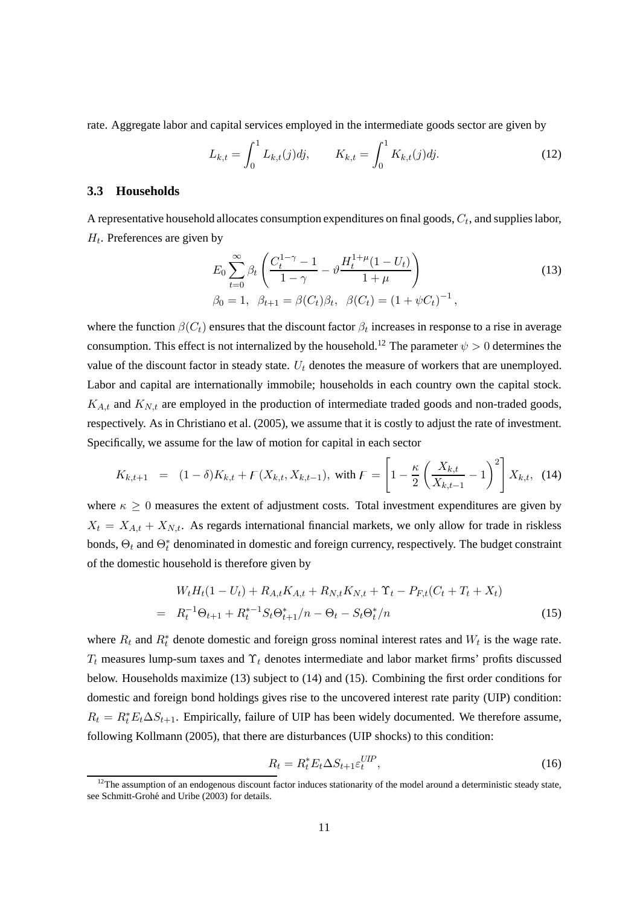rate. Aggregate labor and capital services employed in the intermediate goods sector are given by

$$L_{k,t} = \int_0^1 L_{k,t}(j)dj, \qquad K_{k,t} = \int_0^1 K_{k,t}(j)dj. \tag{12}$$

### 3.3 Households

A representative household allocates consumption expenditures on final goods, $C_t$, and supplies labor, $H_t$. Preferences are given by

$$\begin{aligned} &E_0 \sum_{t=0}^{\infty} \beta_t \left( \frac{C_t^{1-\gamma} - 1}{1-\gamma} - \vartheta \frac{H_t^{1+\mu}(1-U_t)}{1+\mu} \right) \\ &\beta_0 = 1, \;\; \beta_{t+1} = \beta(C_t)\beta_t, \;\; \beta(C_t) = (1 + \psi C_t)^{-1}, \end{aligned} \tag{13}$$

where the function $\beta(C_t)$ ensures that the discount factor $\beta_t$ increases in response to a rise in average consumption. This effect is not internalized by the household.[12] The parameter $\psi > 0$ determines the value of the discount factor in steady state. $U_t$ denotes the measure of workers that are unemployed. Labor and capital are internationally immobile; households in each country own the capital stock. $K_{A,t}$ and $K_{N,t}$ are employed in the production of intermediate traded goods and non-traded goods, respectively. As in Christiano et al. (2005), we assume that it is costly to adjust the rate of investment. Specifically, we assume for the law of motion for capital in each sector

$$K_{k,t+1} \;\; = \;\; (1-\delta)K_{k,t} + F(X_{k,t}, X_{k,t-1}), \text{ with } F = \left[1 - \frac{\kappa}{2}\left(\frac{X_{k,t}}{X_{k,t-1}} - 1\right)^2\right] X_{k,t}, \tag{14}$$

where $\kappa \geq 0$ measures the extent of adjustment costs. Total investment expenditures are given by $X_t = X_{A,t} + X_{N,t}$. As regards international financial markets, we only allow for trade in riskless bonds, $\Theta_t$ and $\Theta_t^*$ denominated in domestic and foreign currency, respectively. The budget constraint of the domestic household is therefore given by

$$\begin{aligned} & W_t H_t(1-U_t) + R_{A,t}K_{A,t} + R_{N,t}K_{N,t} + \Upsilon_t - P_{F,t}(C_t + T_t + X_t) \\ = \;\; & R_t^{-1}\Theta_{t+1} + R_t^{*-1} S_t \Theta_{t+1}^*/n - \Theta_t - S_t \Theta_t^*/n \end{aligned} \tag{15}$$

where $R_t$ and $R_t^*$ denote domestic and foreign gross nominal interest rates and $W_t$ is the wage rate. $T_t$ measures lump-sum taxes and $\Upsilon_t$ denotes intermediate and labor market firms' profits discussed below. Households maximize (13) subject to (14) and (15). Combining the first order conditions for domestic and foreign bond holdings gives rise to the uncovered interest rate parity (UIP) condition: $R_t = R_t^* E_t \Delta S_{t+1}$. Empirically, failure of UIP has been widely documented. We therefore assume, following Kollmann (2005), that there are disturbances (UIP shocks) to this condition:

$$R_t = R_t^* E_t \Delta S_{t+1} \varepsilon_t^{UIP}, \tag{16}$$

[12] The assumption of an endogenous discount factor induces stationarity of the model around a deterministic steady state, see Schmitt-Grohé and Uribe (2003) for details.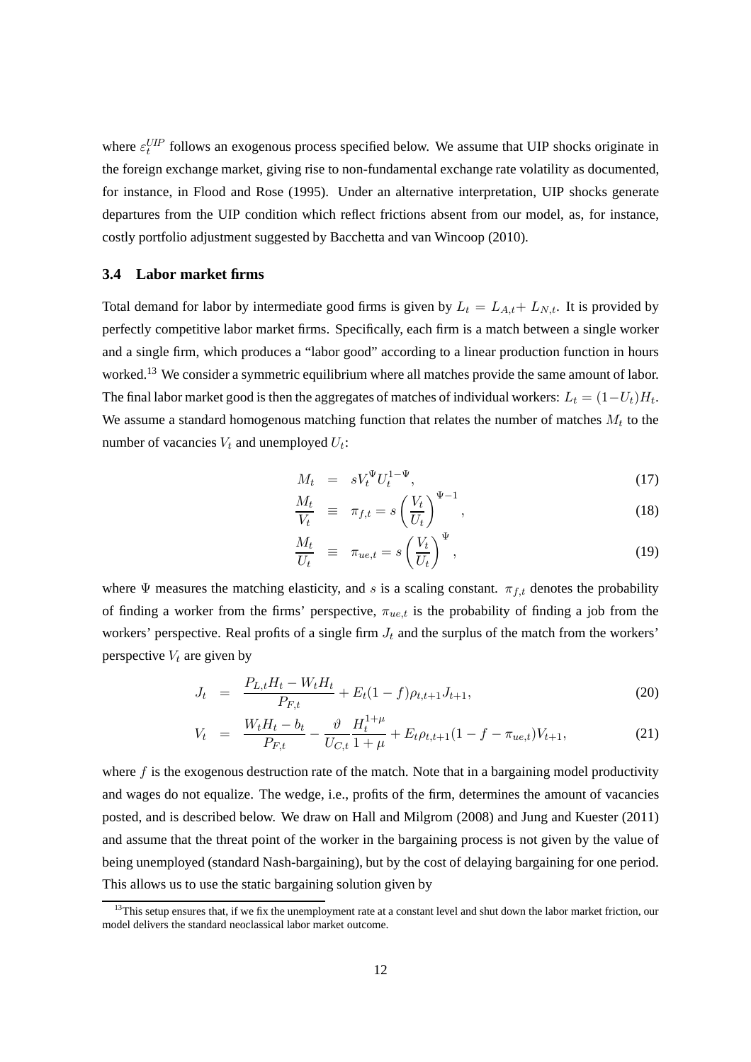where $\varepsilon_t^{UIP}$ follows an exogenous process specified below. We assume that UIP shocks originate in the foreign exchange market, giving rise to non-fundamental exchange rate volatility as documented, for instance, in Flood and Rose (1995). Under an alternative interpretation, UIP shocks generate departures from the UIP condition which reflect frictions absent from our model, as, for instance, costly portfolio adjustment suggested by Bacchetta and van Wincoop (2010).

### 3.4 Labor market firms

Total demand for labor by intermediate good firms is given by $L_t = L_{A,t} + L_{N,t}$. It is provided by perfectly competitive labor market firms. Specifically, each firm is a match between a single worker and a single firm, which produces a "labor good" according to a linear production function in hours worked.[13] We consider a symmetric equilibrium where all matches provide the same amount of labor. The final labor market good is then the aggregates of matches of individual workers: $L_t = (1-U_t)H_t$. We assume a standard homogenous matching function that relates the number of matches $M_t$ to the number of vacancies $V_t$ and unemployed $U_t$:

$$M_t = sV_t^{\Psi}U_t^{1-\Psi}, \tag{17}$$

$$\frac{M_t}{V_t} \equiv \pi_{f,t} = s\left(\frac{V_t}{U_t}\right)^{\Psi-1}, \tag{18}$$

$$\frac{M_t}{U_t} \equiv \pi_{ue,t} = s\left(\frac{V_t}{U_t}\right)^{\Psi}, \tag{19}$$

where $\Psi$ measures the matching elasticity, and $s$ is a scaling constant. $\pi_{f,t}$ denotes the probability of finding a worker from the firms' perspective, $\pi_{ue,t}$ is the probability of finding a job from the workers' perspective. Real profits of a single firm $J_t$ and the surplus of the match from the workers' perspective $V_t$ are given by

$$J_t = \frac{P_{L,t}H_t - W_tH_t}{P_{F,t}} + E_t(1-f)\rho_{t,t+1}J_{t+1}, \tag{20}$$

$$V_t = \frac{W_tH_t - b_t}{P_{F,t}} - \frac{\vartheta}{U_{C,t}}\frac{H_t^{1+\mu}}{1+\mu} + E_t\rho_{t,t+1}(1-f-\pi_{ue,t})V_{t+1}, \tag{21}$$

where $f$ is the exogenous destruction rate of the match. Note that in a bargaining model productivity and wages do not equalize. The wedge, i.e., profits of the firm, determines the amount of vacancies posted, and is described below. We draw on Hall and Milgrom (2008) and Jung and Kuester (2011) and assume that the threat point of the worker in the bargaining process is not given by the value of being unemployed (standard Nash-bargaining), but by the cost of delaying bargaining for one period. This allows us to use the static bargaining solution given by

[13] This setup ensures that, if we fix the unemployment rate at a constant level and shut down the labor market friction, our model delivers the standard neoclassical labor market outcome.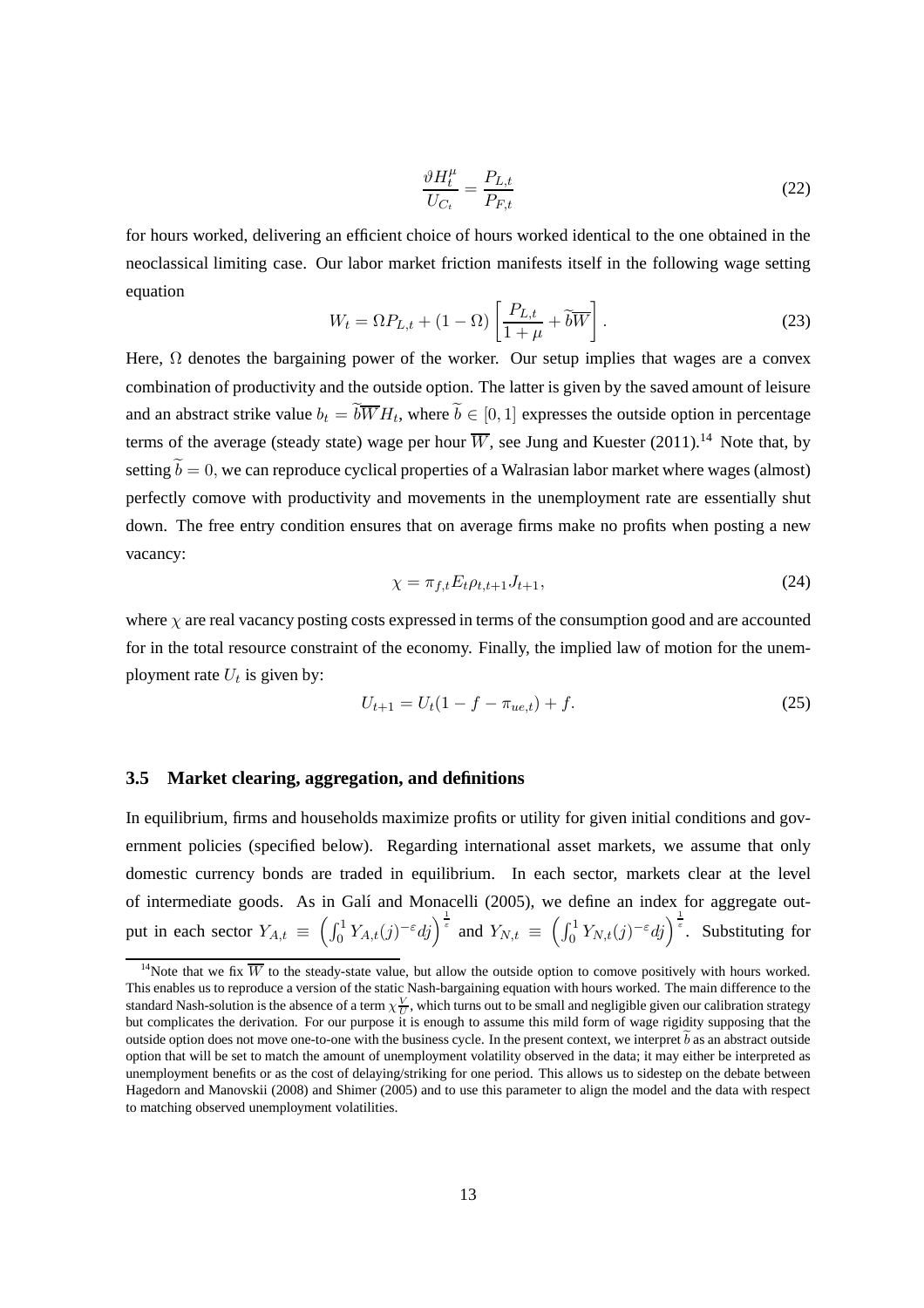$$\frac{\vartheta H_t^{\mu}}{U_{C_t}} = \frac{P_{L,t}}{P_{F,t}} \tag{22}$$

for hours worked, delivering an efficient choice of hours worked identical to the one obtained in the neoclassical limiting case. Our labor market friction manifests itself in the following wage setting equation

$$W_t = \Omega P_{L,t} + (1-\Omega)\left[\frac{P_{L,t}}{1+\mu} + \widetilde{b}\overline{W}\right]. \tag{23}$$

Here, $\Omega$ denotes the bargaining power of the worker. Our setup implies that wages are a convex combination of productivity and the outside option. The latter is given by the saved amount of leisure and an abstract strike value $b_t = \widetilde{b}\overline{W}H_t$, where $\widetilde{b} \in [0,1]$ expresses the outside option in percentage terms of the average (steady state) wage per hour $\overline{W}$, see Jung and Kuester (2011).[14] Note that, by setting $\widetilde{b} = 0$, we can reproduce cyclical properties of a Walrasian labor market where wages (almost) perfectly comove with productivity and movements in the unemployment rate are essentially shut down. The free entry condition ensures that on average firms make no profits when posting a new vacancy:

$$\chi = \pi_{f,t} E_t \rho_{t,t+1} J_{t+1}, \tag{24}$$

where $\chi$ are real vacancy posting costs expressed in terms of the consumption good and are accounted for in the total resource constraint of the economy. Finally, the implied law of motion for the unemployment rate $U_t$ is given by:

$$U_{t+1} = U_t(1 - f - \pi_{ue,t}) + f. \tag{25}$$

### 3.5 Market clearing, aggregation, and definitions

In equilibrium, firms and households maximize profits or utility for given initial conditions and government policies (specified below). Regarding international asset markets, we assume that only domestic currency bonds are traded in equilibrium. In each sector, markets clear at the level of intermediate goods. As in Galí and Monacelli (2005), we define an index for aggregate output in each sector $Y_{A,t} \equiv \left(\int_0^1 Y_{A,t}(j)^{-\varepsilon} dj\right)^{\frac{1}{\varepsilon}}$ and $Y_{N,t} \equiv \left(\int_0^1 Y_{N,t}(j)^{-\varepsilon} dj\right)^{\frac{1}{\varepsilon}}$. Substituting for

[14] Note that we fix $\overline{W}$ to the steady-state value, but allow the outside option to comove positively with hours worked. This enables us to reproduce a version of the static Nash-bargaining equation with hours worked. The main difference to the standard Nash-solution is the absence of a term $\chi \frac{V}{U}$, which turns out to be small and negligible given our calibration strategy but complicates the derivation. For our purpose it is enough to assume this mild form of wage rigidity supposing that the outside option does not move one-to-one with the business cycle. In the present context, we interpret $\widetilde{b}$ as an abstract outside option that will be set to match the amount of unemployment volatility observed in the data; it may either be interpreted as unemployment benefits or as the cost of delaying/striking for one period. This allows us to sidestep on the debate between Hagedorn and Manovskii (2008) and Shimer (2005) and to use this parameter to align the model and the data with respect to matching observed unemployment volatilities.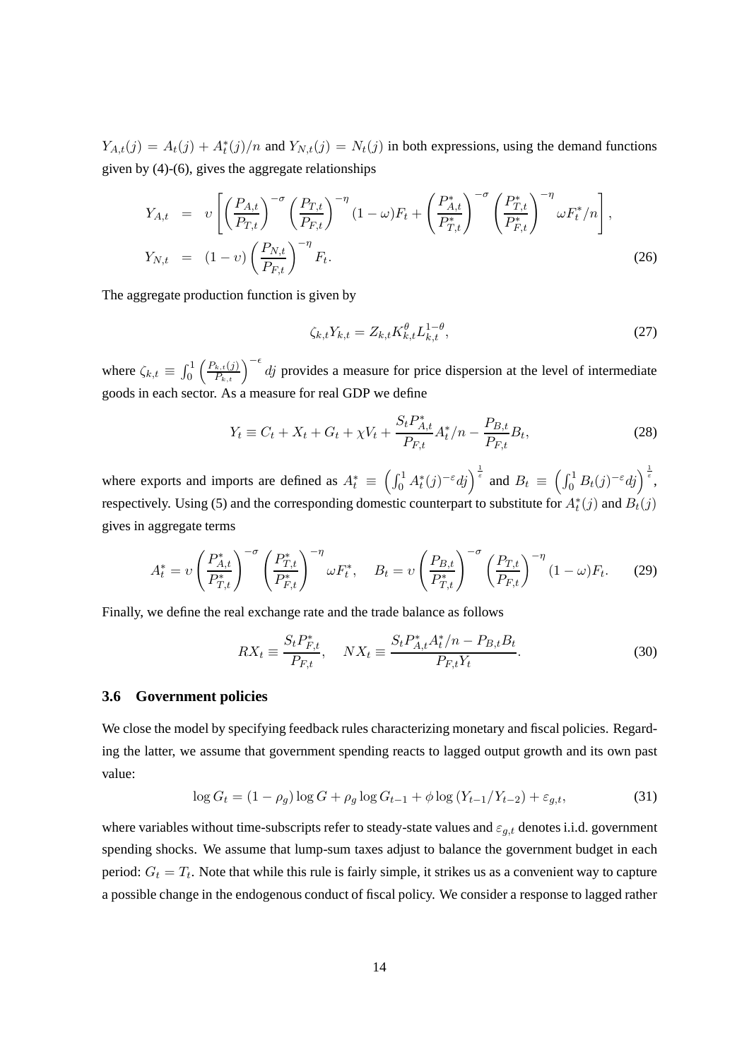$Y_{A,t}(j) = A_t(j) + A_t^*(j)/n$ and $Y_{N,t}(j) = N_t(j)$ in both expressions, using the demand functions given by (4)-(6), gives the aggregate relationships

$$
\begin{aligned}
Y_{A,t} &= \upsilon \left[ \left(\frac{P_{A,t}}{P_{T,t}}\right)^{-\sigma} \left(\frac{P_{T,t}}{P_{F,t}}\right)^{-\eta} (1-\omega) F_t + \left(\frac{P_{A,t}^*}{P_{T,t}^*}\right)^{-\sigma} \left(\frac{P_{T,t}^*}{P_{F,t}^*}\right)^{-\eta} \omega F_t^*/n \right], \\
Y_{N,t} &= (1-\upsilon) \left(\frac{P_{N,t}}{P_{F,t}}\right)^{-\eta} F_t.
\end{aligned}
\tag{26}
$$

The aggregate production function is given by

$$
\zeta_{k,t} Y_{k,t} = Z_{k,t} K_{k,t}^{\theta} L_{k,t}^{1-\theta}, \tag{27}
$$

where $\zeta_{k,t} \equiv \int_0^1 \left(\frac{P_{k,t}(j)}{P_{k,t}}\right)^{-\epsilon} dj$ provides a measure for price dispersion at the level of intermediate goods in each sector. As a measure for real GDP we define

$$
Y_t \equiv C_t + X_t + G_t + \chi V_t + \frac{S_t P_{A,t}^*}{P_{F,t}} A_t^*/n - \frac{P_{B,t}}{P_{F,t}} B_t, \tag{28}
$$

where exports and imports are defined as $A_t^* \equiv \left(\int_0^1 A_t^*(j)^{-\varepsilon} dj\right)^{\frac{1}{\varepsilon}}$ and $B_t \equiv \left(\int_0^1 B_t(j)^{-\varepsilon} dj\right)^{\frac{1}{\varepsilon}}$, respectively. Using (5) and the corresponding domestic counterpart to substitute for $A_t^*(j)$ and $B_t(j)$ gives in aggregate terms

$$
A_t^* = \upsilon \left(\frac{P_{A,t}^*}{P_{T,t}^*}\right)^{-\sigma} \left(\frac{P_{T,t}^*}{P_{F,t}^*}\right)^{-\eta} \omega F_t^*, \quad B_t = \upsilon \left(\frac{P_{B,t}}{P_{T,t}^*}\right)^{-\sigma} \left(\frac{P_{T,t}}{P_{F,t}}\right)^{-\eta} (1-\omega) F_t. \tag{29}
$$

Finally, we define the real exchange rate and the trade balance as follows

$$
RX_t \equiv \frac{S_t P_{F,t}^*}{P_{F,t}}, \quad NX_t \equiv \frac{S_t P_{A,t}^* A_t^*/n - P_{B,t} B_t}{P_{F,t} Y_t}. \tag{30}
$$

### 3.6 Government policies

We close the model by specifying feedback rules characterizing monetary and fiscal policies. Regarding the latter, we assume that government spending reacts to lagged output growth and its own past value:

$$
\log G_t = (1-\rho_g) \log G + \rho_g \log G_{t-1} + \phi \log \left(Y_{t-1}/Y_{t-2}\right) + \varepsilon_{g,t}, \tag{31}
$$

where variables without time-subscripts refer to steady-state values and $\varepsilon_{g,t}$ denotes i.i.d. government spending shocks. We assume that lump-sum taxes adjust to balance the government budget in each period: $G_t = T_t$. Note that while this rule is fairly simple, it strikes us as a convenient way to capture a possible change in the endogenous conduct of fiscal policy. We consider a response to lagged rather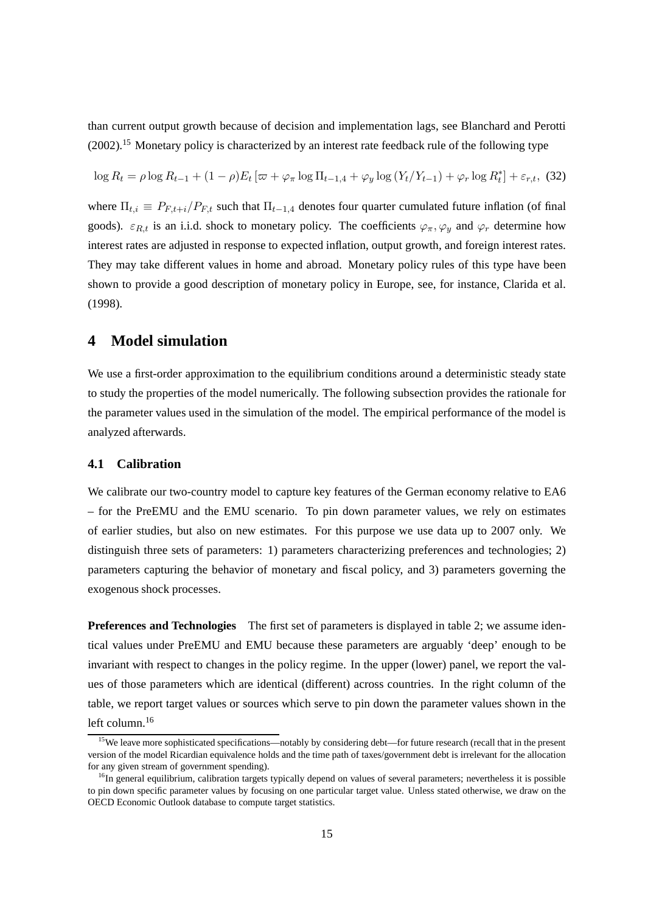than current output growth because of decision and implementation lags, see Blanchard and Perotti (2002).[15] Monetary policy is characterized by an interest rate feedback rule of the following type

$$\log R_t = \rho \log R_{t-1} + (1-\rho) E_t \left[ \varpi + \varphi_\pi \log \Pi_{t-1,4} + \varphi_y \log \left( Y_t / Y_{t-1} \right) + \varphi_r \log R_t^* \right] + \varepsilon_{r,t}, \quad (32)$$

where $\Pi_{t,i} \equiv P_{F,t+i}/P_{F,t}$ such that $\Pi_{t-1,4}$ denotes four quarter cumulated future inflation (of final goods). $\varepsilon_{R,t}$ is an i.i.d. shock to monetary policy. The coefficients $\varphi_\pi, \varphi_y$ and $\varphi_r$ determine how interest rates are adjusted in response to expected inflation, output growth, and foreign interest rates. They may take different values in home and abroad. Monetary policy rules of this type have been shown to provide a good description of monetary policy in Europe, see, for instance, Clarida et al. (1998).

# 4 Model simulation

We use a first-order approximation to the equilibrium conditions around a deterministic steady state to study the properties of the model numerically. The following subsection provides the rationale for the parameter values used in the simulation of the model. The empirical performance of the model is analyzed afterwards.

## 4.1 Calibration

We calibrate our two-country model to capture key features of the German economy relative to EA6 – for the PreEMU and the EMU scenario. To pin down parameter values, we rely on estimates of earlier studies, but also on new estimates. For this purpose we use data up to 2007 only. We distinguish three sets of parameters: 1) parameters characterizing preferences and technologies; 2) parameters capturing the behavior of monetary and fiscal policy, and 3) parameters governing the exogenous shock processes.

**Preferences and Technologies** The first set of parameters is displayed in table 2; we assume identical values under PreEMU and EMU because these parameters are arguably 'deep' enough to be invariant with respect to changes in the policy regime. In the upper (lower) panel, we report the values of those parameters which are identical (different) across countries. In the right column of the table, we report target values or sources which serve to pin down the parameter values shown in the left column.[16]

[15] We leave more sophisticated specifications—notably by considering debt—for future research (recall that in the present version of the model Ricardian equivalence holds and the time path of taxes/government debt is irrelevant for the allocation for any given stream of government spending).

[16] In general equilibrium, calibration targets typically depend on values of several parameters; nevertheless it is possible to pin down specific parameter values by focusing on one particular target value. Unless stated otherwise, we draw on the OECD Economic Outlook database to compute target statistics.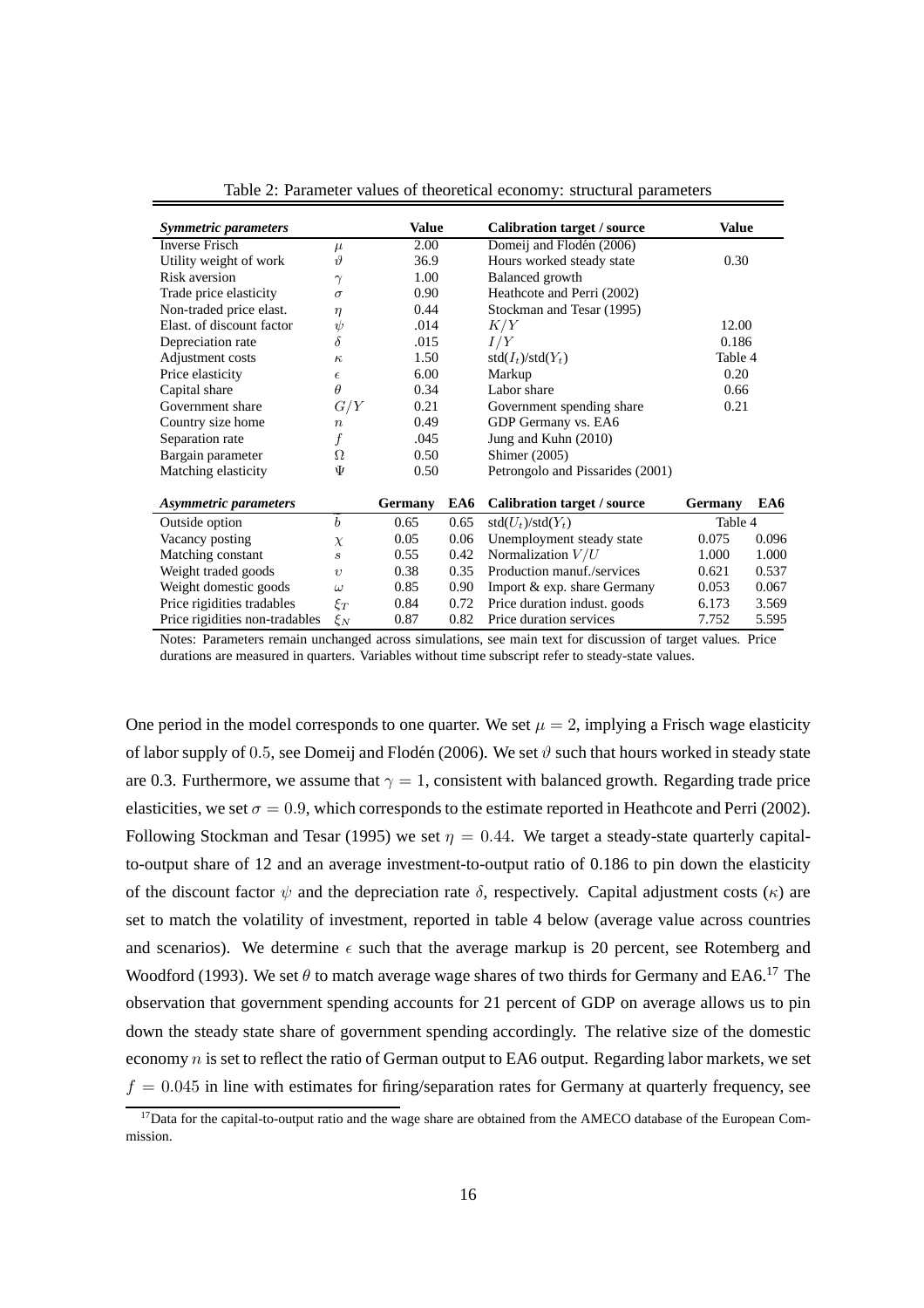Table 2: Parameter values of theoretical economy: structural parameters

| *Symmetric parameters* | | Value | | Calibration target / source | Value | |
|---|---|---|---|---|---|---|
| Inverse Frisch | $\mu$ | 2.00 | | Domeij and Flodén (2006) | | |
| Utility weight of work | $\vartheta$ | 36.9 | | Hours worked steady state | 0.30 | |
| Risk aversion | $\gamma$ | 1.00 | | Balanced growth | | |
| Trade price elasticity | $\sigma$ | 0.90 | | Heathcote and Perri (2002) | | |
| Non-traded price elast. | $\eta$ | 0.44 | | Stockman and Tesar (1995) | | |
| Elast. of discount factor | $\psi$ | .014 | | $K/Y$ | 12.00 | |
| Depreciation rate | $\delta$ | .015 | | $I/Y$ | 0.186 | |
| Adjustment costs | $\kappa$ | 1.50 | | std($I_t$)/std($Y_t$) | Table 4 | |
| Price elasticity | $\epsilon$ | 6.00 | | Markup | 0.20 | |
| Capital share | $\theta$ | 0.34 | | Labor share | 0.66 | |
| Government share | $G/Y$ | 0.21 | | Government spending share | 0.21 | |
| Country size home | $n$ | 0.49 | | GDP Germany vs. EA6 | | |
| Separation rate | $f$ | .045 | | Jung and Kuhn (2010) | | |
| Bargain parameter | $\Omega$ | 0.50 | | Shimer (2005) | | |
| Matching elasticity | $\Psi$ | 0.50 | | Petrongolo and Pissarides (2001) | | |
| ***Asymmetric parameters*** | | **Germany** | **EA6** | **Calibration target / source** | **Germany** | **EA6** |
| Outside option | $b$ | 0.65 | 0.65 | std($U_t$)/std($Y_t$) | Table 4 | |
| Vacancy posting | $\chi$ | 0.05 | 0.06 | Unemployment steady state | 0.075 | 0.096 |
| Matching constant | $s$ | 0.55 | 0.42 | Normalization $V/U$ | 1.000 | 1.000 |
| Weight traded goods | $\upsilon$ | 0.38 | 0.35 | Production manuf./services | 0.621 | 0.537 |
| Weight domestic goods | $\omega$ | 0.85 | 0.90 | Import & exp. share Germany | 0.053 | 0.067 |
| Price rigidities tradables | $\xi_T$ | 0.84 | 0.72 | Price duration indust. goods | 6.173 | 3.569 |
| Price rigidities non-tradables | $\xi_N$ | 0.87 | 0.82 | Price duration services | 7.752 | 5.595 |

Notes: Parameters remain unchanged across simulations, see main text for discussion of target values. Price durations are measured in quarters. Variables without time subscript refer to steady-state values.

One period in the model corresponds to one quarter. We set $\mu = 2$, implying a Frisch wage elasticity of labor supply of $0.5$, see Domeij and Flodén (2006). We set $\vartheta$ such that hours worked in steady state are 0.3. Furthermore, we assume that $\gamma = 1$, consistent with balanced growth. Regarding trade price elasticities, we set $\sigma = 0.9$, which corresponds to the estimate reported in Heathcote and Perri (2002). Following Stockman and Tesar (1995) we set $\eta = 0.44$. We target a steady-state quarterly capital-to-output share of 12 and an average investment-to-output ratio of 0.186 to pin down the elasticity of the discount factor $\psi$ and the depreciation rate $\delta$, respectively. Capital adjustment costs ($\kappa$) are set to match the volatility of investment, reported in table 4 below (average value across countries and scenarios). We determine $\epsilon$ such that the average markup is 20 percent, see Rotemberg and Woodford (1993). We set $\theta$ to match average wage shares of two thirds for Germany and EA6.[17] The observation that government spending accounts for 21 percent of GDP on average allows us to pin down the steady state share of government spending accordingly. The relative size of the domestic economy $n$ is set to reflect the ratio of German output to EA6 output. Regarding labor markets, we set $f = 0.045$ in line with estimates for firing/separation rates for Germany at quarterly frequency, see

[17]Data for the capital-to-output ratio and the wage share are obtained from the AMECO database of the European Commission.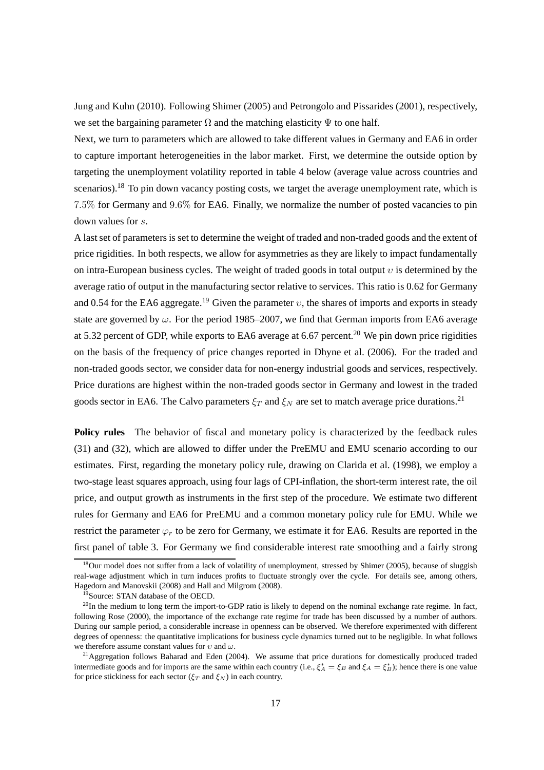Jung and Kuhn (2010). Following Shimer (2005) and Petrongolo and Pissarides (2001), respectively, we set the bargaining parameter $\Omega$ and the matching elasticity $\Psi$ to one half.

Next, we turn to parameters which are allowed to take different values in Germany and EA6 in order to capture important heterogeneities in the labor market. First, we determine the outside option by targeting the unemployment volatility reported in table 4 below (average value across countries and scenarios).[18] To pin down vacancy posting costs, we target the average unemployment rate, which is $7.5\%$ for Germany and $9.6\%$ for EA6. Finally, we normalize the number of posted vacancies to pin down values for $s$.

A last set of parameters is set to determine the weight of traded and non-traded goods and the extent of price rigidities. In both respects, we allow for asymmetries as they are likely to impact fundamentally on intra-European business cycles. The weight of traded goods in total output $\upsilon$ is determined by the average ratio of output in the manufacturing sector relative to services. This ratio is 0.62 for Germany and 0.54 for the EA6 aggregate.[19] Given the parameter $\upsilon$, the shares of imports and exports in steady state are governed by $\omega$. For the period 1985–2007, we find that German imports from EA6 average at 5.32 percent of GDP, while exports to EA6 average at 6.67 percent.[20] We pin down price rigidities on the basis of the frequency of price changes reported in Dhyne et al. (2006). For the traded and non-traded goods sector, we consider data for non-energy industrial goods and services, respectively. Price durations are highest within the non-traded goods sector in Germany and lowest in the traded goods sector in EA6. The Calvo parameters $\xi_T$ and $\xi_N$ are set to match average price durations.[21]

**Policy rules** The behavior of fiscal and monetary policy is characterized by the feedback rules (31) and (32), which are allowed to differ under the PreEMU and EMU scenario according to our estimates. First, regarding the monetary policy rule, drawing on Clarida et al. (1998), we employ a two-stage least squares approach, using four lags of CPI-inflation, the short-term interest rate, the oil price, and output growth as instruments in the first step of the procedure. We estimate two different rules for Germany and EA6 for PreEMU and a common monetary policy rule for EMU. While we restrict the parameter $\varphi_r$ to be zero for Germany, we estimate it for EA6. Results are reported in the first panel of table 3. For Germany we find considerable interest rate smoothing and a fairly strong

[18] Our model does not suffer from a lack of volatility of unemployment, stressed by Shimer (2005), because of sluggish real-wage adjustment which in turn induces profits to fluctuate strongly over the cycle. For details see, among others, Hagedorn and Manovskii (2008) and Hall and Milgrom (2008).

[19] Source: STAN database of the OECD.

[20] In the medium to long term the import-to-GDP ratio is likely to depend on the nominal exchange rate regime. In fact, following Rose (2000), the importance of the exchange rate regime for trade has been discussed by a number of authors. During our sample period, a considerable increase in openness can be observed. We therefore experimented with different degrees of openness: the quantitative implications for business cycle dynamics turned out to be negligible. In what follows we therefore assume constant values for $\upsilon$ and $\omega$.

[21] Aggregation follows Baharad and Eden (2004). We assume that price durations for domestically produced traded intermediate goods and for imports are the same within each country (i.e., $\xi_A^* = \xi_B$ and $\xi_A = \xi_B^*$); hence there is one value for price stickiness for each sector ($\xi_T$ and $\xi_N$) in each country.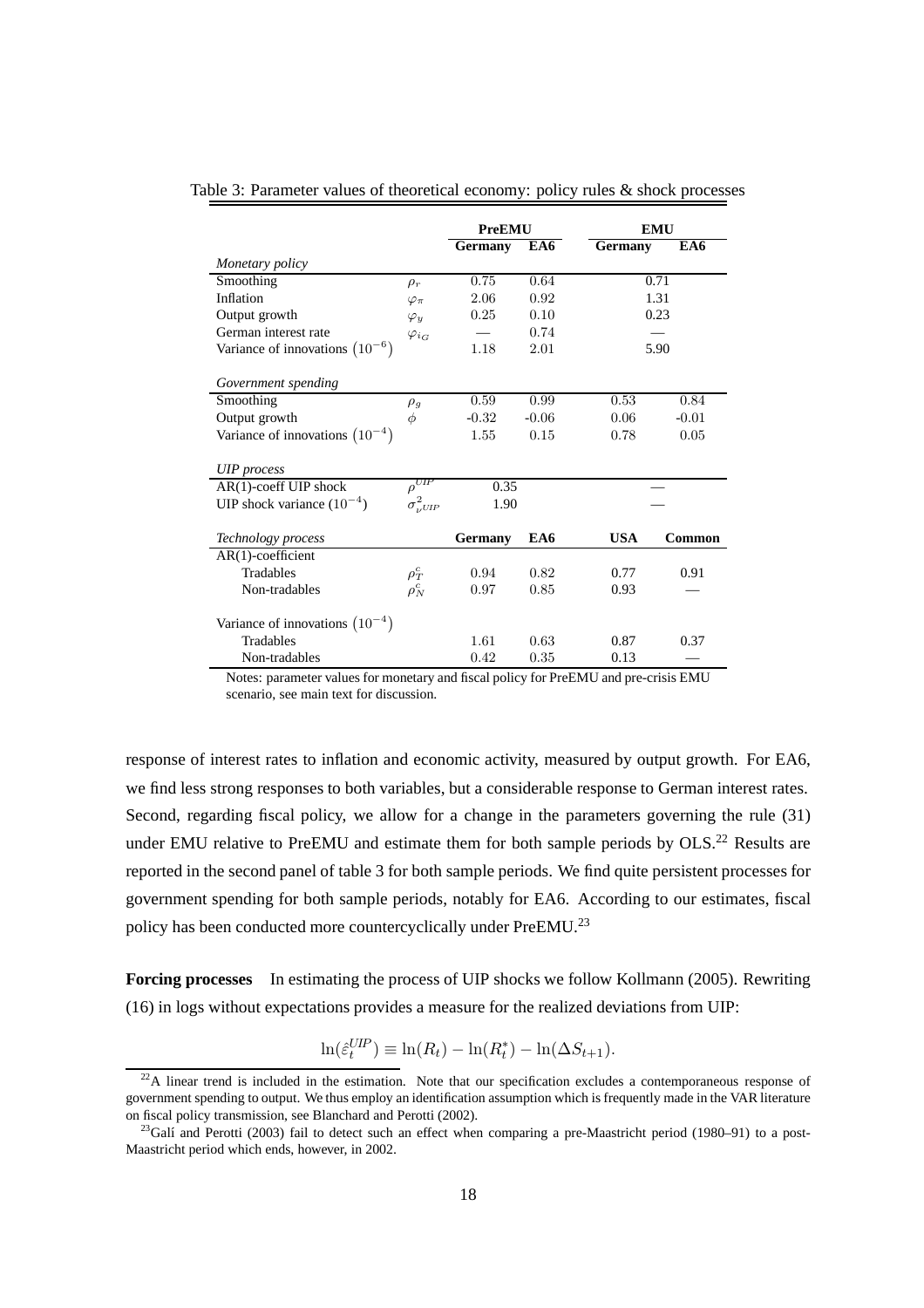Table 3: Parameter values of theoretical economy: policy rules & shock processes

| | | PreEMU | | EMU | |
|---|---|---|---|---|---|
| | | Germany | EA6 | Germany | EA6 |
| *Monetary policy* | | | | | |
| Smoothing | $\rho_r$ | 0.75 | 0.64 | 0.71 | |
| Inflation | $\varphi_\pi$ | 2.06 | 0.92 | 1.31 | |
| Output growth | $\varphi_y$ | 0.25 | 0.10 | 0.23 | |
| German interest rate | $\varphi_{i_G}$ | — | 0.74 | — | |
| Variance of innovations $(10^{-6})$ | | 1.18 | 2.01 | 5.90 | |
| *Government spending* | | | | | |
| Smoothing | $\rho_g$ | 0.59 | 0.99 | 0.53 | 0.84 |
| Output growth | $\phi$ | -0.32 | -0.06 | 0.06 | -0.01 |
| Variance of innovations $(10^{-4})$ | | 1.55 | 0.15 | 0.78 | 0.05 |
| *UIP process* | | | | | |
| AR(1)-coeff UIP shock | $\rho^{UIP}$ | 0.35 | | — | |
| UIP shock variance $(10^{-4})$ | $\sigma^2_{\nu^{UIP}}$ | 1.90 | | — | |
| *Technology process* | | Germany | EA6 | USA | Common |
| AR(1)-coefficient | | | | | |
| Tradables | $\rho^c_T$ | 0.94 | 0.82 | 0.77 | 0.91 |
| Non-tradables | $\rho^c_N$ | 0.97 | 0.85 | 0.93 | — |
| Variance of innovations $(10^{-4})$ | | | | | |
| Tradables | | 1.61 | 0.63 | 0.87 | 0.37 |
| Non-tradables | | 0.42 | 0.35 | 0.13 | — |

Notes: parameter values for monetary and fiscal policy for PreEMU and pre-crisis EMU scenario, see main text for discussion.

response of interest rates to inflation and economic activity, measured by output growth. For EA6, we find less strong responses to both variables, but a considerable response to German interest rates. Second, regarding fiscal policy, we allow for a change in the parameters governing the rule (31) under EMU relative to PreEMU and estimate them for both sample periods by OLS.[22] Results are reported in the second panel of table 3 for both sample periods. We find quite persistent processes for government spending for both sample periods, notably for EA6. According to our estimates, fiscal policy has been conducted more countercyclically under PreEMU.[23]

**Forcing processes** In estimating the process of UIP shocks we follow Kollmann (2005). Rewriting (16) in logs without expectations provides a measure for the realized deviations from UIP:

$$\ln(\hat{\varepsilon}_t^{UIP}) \equiv \ln(R_t) - \ln(R_t^*) - \ln(\Delta S_{t+1}).$$

[22] A linear trend is included in the estimation. Note that our specification excludes a contemporaneous response of government spending to output. We thus employ an identification assumption which is frequently made in the VAR literature on fiscal policy transmission, see Blanchard and Perotti (2002).

[23] Galí and Perotti (2003) fail to detect such an effect when comparing a pre-Maastricht period (1980–91) to a post-Maastricht period which ends, however, in 2002.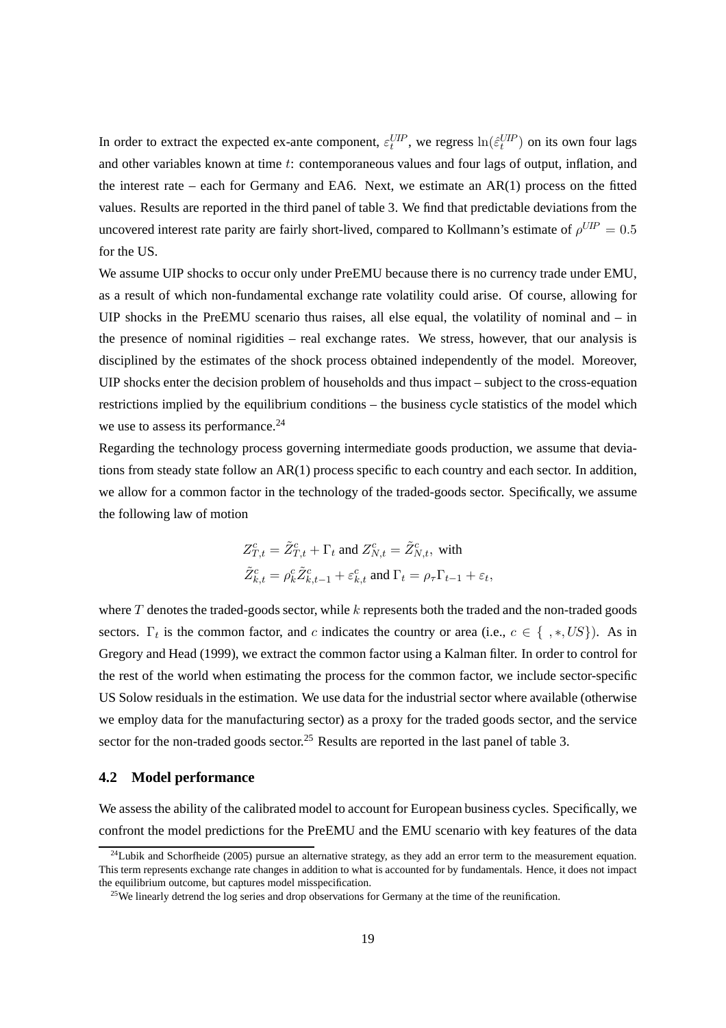In order to extract the expected ex-ante component, $\varepsilon_t^{UIP}$, we regress $\ln(\hat{\varepsilon}_t^{UIP})$ on its own four lags and other variables known at time $t$: contemporaneous values and four lags of output, inflation, and the interest rate – each for Germany and EA6. Next, we estimate an AR(1) process on the fitted values. Results are reported in the third panel of table 3. We find that predictable deviations from the uncovered interest rate parity are fairly short-lived, compared to Kollmann's estimate of $\rho^{UIP} = 0.5$ for the US.

We assume UIP shocks to occur only under PreEMU because there is no currency trade under EMU, as a result of which non-fundamental exchange rate volatility could arise. Of course, allowing for UIP shocks in the PreEMU scenario thus raises, all else equal, the volatility of nominal and – in the presence of nominal rigidities – real exchange rates. We stress, however, that our analysis is disciplined by the estimates of the shock process obtained independently of the model. Moreover, UIP shocks enter the decision problem of households and thus impact – subject to the cross-equation restrictions implied by the equilibrium conditions – the business cycle statistics of the model which we use to assess its performance.[24]

Regarding the technology process governing intermediate goods production, we assume that deviations from steady state follow an AR(1) process specific to each country and each sector. In addition, we allow for a common factor in the technology of the traded-goods sector. Specifically, we assume the following law of motion

$$
\begin{aligned}
&Z_{T,t}^{c} = \tilde{Z}_{T,t}^{c} + \Gamma_t \text{ and } Z_{N,t}^{c} = \tilde{Z}_{N,t}^{c}, \text{ with} \\
&\tilde{Z}_{k,t}^{c} = \rho_k^c \tilde{Z}_{k,t-1}^{c} + \varepsilon_{k,t}^{c} \text{ and } \Gamma_t = \rho_\tau \Gamma_{t-1} + \varepsilon_t,
\end{aligned}
$$

where $T$ denotes the traded-goods sector, while $k$ represents both the traded and the non-traded goods sectors. $\Gamma_t$ is the common factor, and $c$ indicates the country or area (i.e., $c \in \{\ , *, US\}$). As in Gregory and Head (1999), we extract the common factor using a Kalman filter. In order to control for the rest of the world when estimating the process for the common factor, we include sector-specific US Solow residuals in the estimation. We use data for the industrial sector where available (otherwise we employ data for the manufacturing sector) as a proxy for the traded goods sector, and the service sector for the non-traded goods sector.[25] Results are reported in the last panel of table 3.

### 4.2 Model performance

We assess the ability of the calibrated model to account for European business cycles. Specifically, we confront the model predictions for the PreEMU and the EMU scenario with key features of the data

[24] Lubik and Schorfheide (2005) pursue an alternative strategy, as they add an error term to the measurement equation. This term represents exchange rate changes in addition to what is accounted for by fundamentals. Hence, it does not impact the equilibrium outcome, but captures model misspecification.

[25] We linearly detrend the log series and drop observations for Germany at the time of the reunification.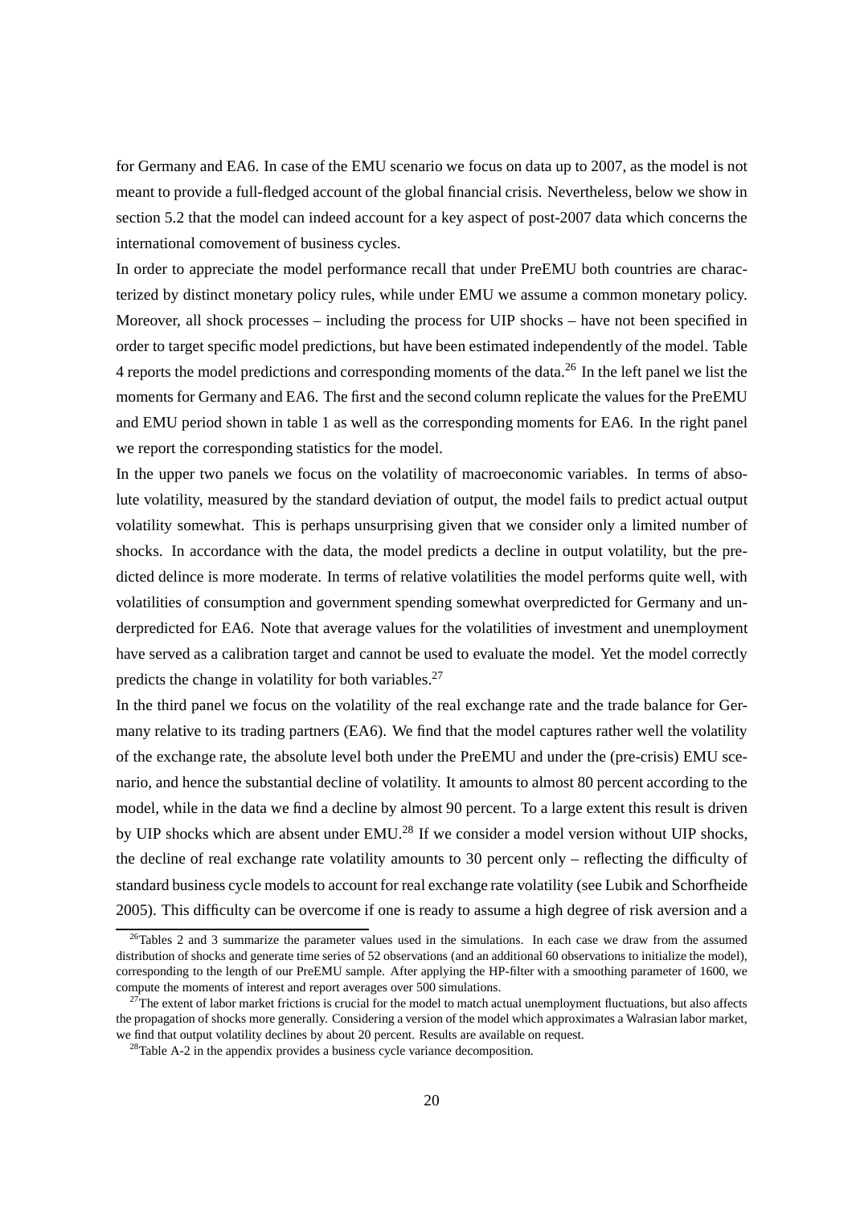for Germany and EA6. In case of the EMU scenario we focus on data up to 2007, as the model is not meant to provide a full-fledged account of the global financial crisis. Nevertheless, below we show in section 5.2 that the model can indeed account for a key aspect of post-2007 data which concerns the international comovement of business cycles.

In order to appreciate the model performance recall that under PreEMU both countries are characterized by distinct monetary policy rules, while under EMU we assume a common monetary policy. Moreover, all shock processes – including the process for UIP shocks – have not been specified in order to target specific model predictions, but have been estimated independently of the model. Table 4 reports the model predictions and corresponding moments of the data.[26] In the left panel we list the moments for Germany and EA6. The first and the second column replicate the values for the PreEMU and EMU period shown in table 1 as well as the corresponding moments for EA6. In the right panel we report the corresponding statistics for the model.

In the upper two panels we focus on the volatility of macroeconomic variables. In terms of absolute volatility, measured by the standard deviation of output, the model fails to predict actual output volatility somewhat. This is perhaps unsurprising given that we consider only a limited number of shocks. In accordance with the data, the model predicts a decline in output volatility, but the predicted delince is more moderate. In terms of relative volatilities the model performs quite well, with volatilities of consumption and government spending somewhat overpredicted for Germany and underpredicted for EA6. Note that average values for the volatilities of investment and unemployment have served as a calibration target and cannot be used to evaluate the model. Yet the model correctly predicts the change in volatility for both variables.[27]

In the third panel we focus on the volatility of the real exchange rate and the trade balance for Germany relative to its trading partners (EA6). We find that the model captures rather well the volatility of the exchange rate, the absolute level both under the PreEMU and under the (pre-crisis) EMU scenario, and hence the substantial decline of volatility. It amounts to almost 80 percent according to the model, while in the data we find a decline by almost 90 percent. To a large extent this result is driven by UIP shocks which are absent under EMU.[28] If we consider a model version without UIP shocks, the decline of real exchange rate volatility amounts to 30 percent only – reflecting the difficulty of standard business cycle models to account for real exchange rate volatility (see Lubik and Schorfheide 2005). This difficulty can be overcome if one is ready to assume a high degree of risk aversion and a

[26]Tables 2 and 3 summarize the parameter values used in the simulations. In each case we draw from the assumed distribution of shocks and generate time series of 52 observations (and an additional 60 observations to initialize the model), corresponding to the length of our PreEMU sample. After applying the HP-filter with a smoothing parameter of 1600, we compute the moments of interest and report averages over 500 simulations.

[27]The extent of labor market frictions is crucial for the model to match actual unemployment fluctuations, but also affects the propagation of shocks more generally. Considering a version of the model which approximates a Walrasian labor market, we find that output volatility declines by about 20 percent. Results are available on request.

[28]Table A-2 in the appendix provides a business cycle variance decomposition.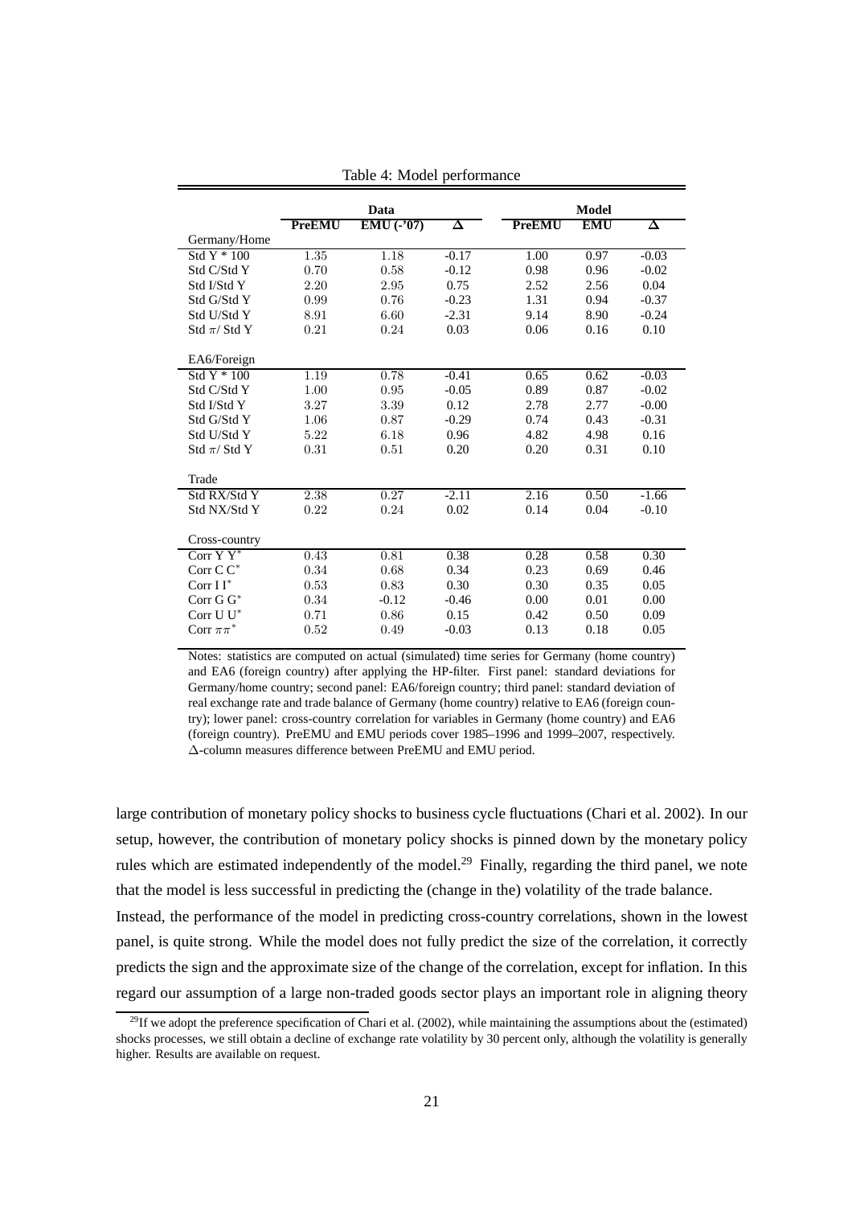Table 4: Model performance

| | Data | | | Model | | |
|---|---|---|---|---|---|---|
| | **PreEMU** | **EMU (-'07)** | **Δ** | **PreEMU** | **EMU** | **Δ** |
| Germany/Home | | | | | | |
| Std Y * 100 | 1.35 | 1.18 | -0.17 | 1.00 | 0.97 | -0.03 |
| Std C/Std Y | 0.70 | 0.58 | -0.12 | 0.98 | 0.96 | -0.02 |
| Std I/Std Y | 2.20 | 2.95 | 0.75 | 2.52 | 2.56 | 0.04 |
| Std G/Std Y | 0.99 | 0.76 | -0.23 | 1.31 | 0.94 | -0.37 |
| Std U/Std Y | 8.91 | 6.60 | -2.31 | 9.14 | 8.90 | -0.24 |
| Std $\pi$/ Std Y | 0.21 | 0.24 | 0.03 | 0.06 | 0.16 | 0.10 |
| EA6/Foreign | | | | | | |
| Std Y * 100 | 1.19 | 0.78 | -0.41 | 0.65 | 0.62 | -0.03 |
| Std C/Std Y | 1.00 | 0.95 | -0.05 | 0.89 | 0.87 | -0.02 |
| Std I/Std Y | 3.27 | 3.39 | 0.12 | 2.78 | 2.77 | -0.00 |
| Std G/Std Y | 1.06 | 0.87 | -0.29 | 0.74 | 0.43 | -0.31 |
| Std U/Std Y | 5.22 | 6.18 | 0.96 | 4.82 | 4.98 | 0.16 |
| Std $\pi$/ Std Y | 0.31 | 0.51 | 0.20 | 0.20 | 0.31 | 0.10 |
| Trade | | | | | | |
| Std RX/Std Y | 2.38 | 0.27 | -2.11 | 2.16 | 0.50 | -1.66 |
| Std NX/Std Y | 0.22 | 0.24 | 0.02 | 0.14 | 0.04 | -0.10 |
| Cross-country | | | | | | |
| Corr Y $Y^*$ | 0.43 | 0.81 | 0.38 | 0.28 | 0.58 | 0.30 |
| Corr C $C^*$ | 0.34 | 0.68 | 0.34 | 0.23 | 0.69 | 0.46 |
| Corr I $I^*$ | 0.53 | 0.83 | 0.30 | 0.30 | 0.35 | 0.05 |
| Corr G $G^*$ | 0.34 | -0.12 | -0.46 | 0.00 | 0.01 | 0.00 |
| Corr U $U^*$ | 0.71 | 0.86 | 0.15 | 0.42 | 0.50 | 0.09 |
| Corr $\pi\pi^*$ | 0.52 | 0.49 | -0.03 | 0.13 | 0.18 | 0.05 |

Notes: statistics are computed on actual (simulated) time series for Germany (home country) and EA6 (foreign country) after applying the HP-filter. First panel: standard deviations for Germany/home country; second panel: EA6/foreign country; third panel: standard deviation of real exchange rate and trade balance of Germany (home country) relative to EA6 (foreign country); lower panel: cross-country correlation for variables in Germany (home country) and EA6 (foreign country). PreEMU and EMU periods cover 1985–1996 and 1999–2007, respectively. Δ-column measures difference between PreEMU and EMU period.

large contribution of monetary policy shocks to business cycle fluctuations (Chari et al. 2002). In our setup, however, the contribution of monetary policy shocks is pinned down by the monetary policy rules which are estimated independently of the model.[29] Finally, regarding the third panel, we note that the model is less successful in predicting the (change in the) volatility of the trade balance.

Instead, the performance of the model in predicting cross-country correlations, shown in the lowest panel, is quite strong. While the model does not fully predict the size of the correlation, it correctly predicts the sign and the approximate size of the change of the correlation, except for inflation. In this regard our assumption of a large non-traded goods sector plays an important role in aligning theory

[29] If we adopt the preference specification of Chari et al. (2002), while maintaining the assumptions about the (estimated) shocks processes, we still obtain a decline of exchange rate volatility by 30 percent only, although the volatility is generally higher. Results are available on request.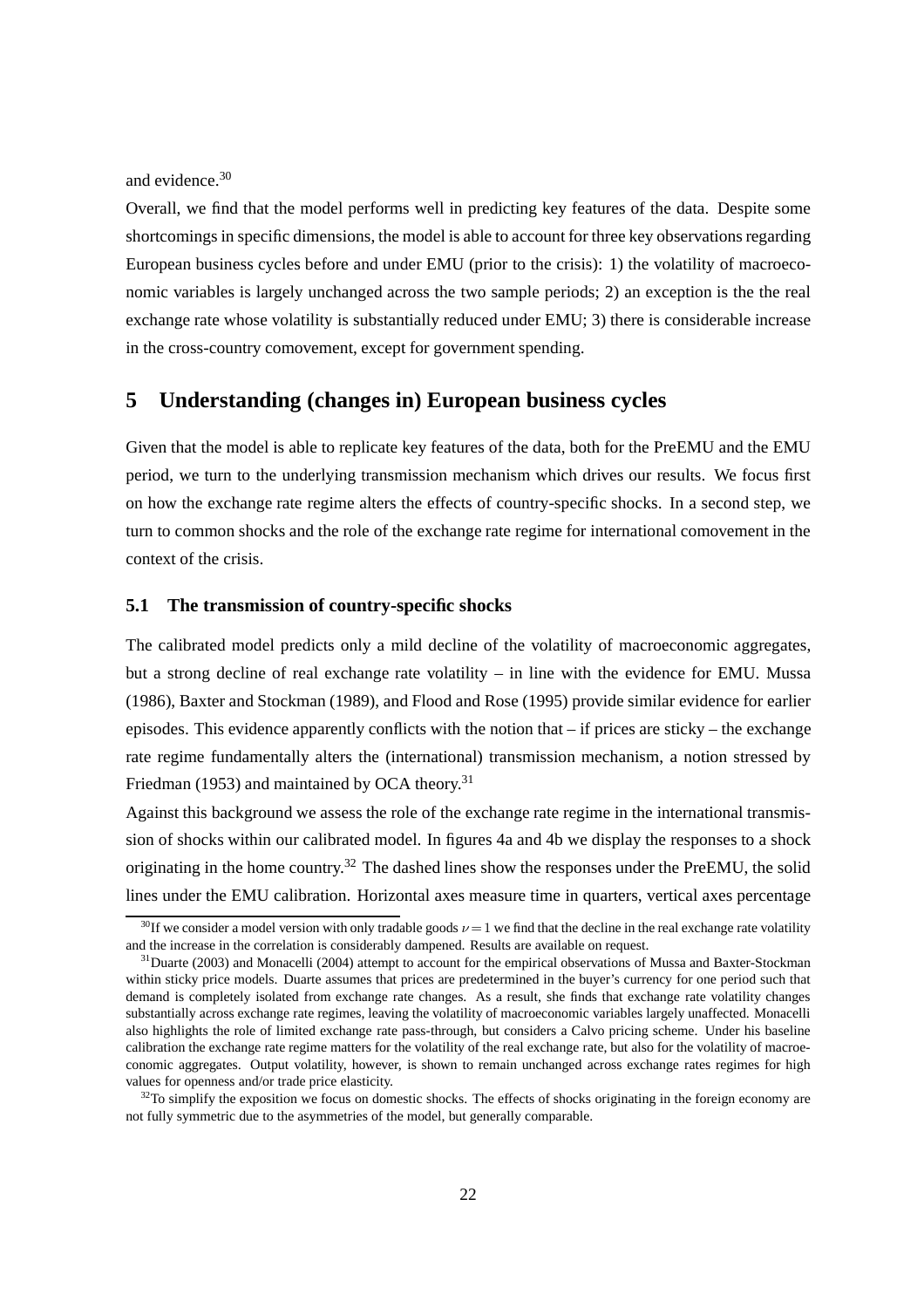and evidence.[30]

Overall, we find that the model performs well in predicting key features of the data. Despite some shortcomings in specific dimensions, the model is able to account for three key observations regarding European business cycles before and under EMU (prior to the crisis): 1) the volatility of macroeconomic variables is largely unchanged across the two sample periods; 2) an exception is the the real exchange rate whose volatility is substantially reduced under EMU; 3) there is considerable increase in the cross-country comovement, except for government spending.

## 5 Understanding (changes in) European business cycles

Given that the model is able to replicate key features of the data, both for the PreEMU and the EMU period, we turn to the underlying transmission mechanism which drives our results. We focus first on how the exchange rate regime alters the effects of country-specific shocks. In a second step, we turn to common shocks and the role of the exchange rate regime for international comovement in the context of the crisis.

### 5.1 The transmission of country-specific shocks

The calibrated model predicts only a mild decline of the volatility of macroeconomic aggregates, but a strong decline of real exchange rate volatility – in line with the evidence for EMU. Mussa (1986), Baxter and Stockman (1989), and Flood and Rose (1995) provide similar evidence for earlier episodes. This evidence apparently conflicts with the notion that – if prices are sticky – the exchange rate regime fundamentally alters the (international) transmission mechanism, a notion stressed by Friedman (1953) and maintained by OCA theory.[31]

Against this background we assess the role of the exchange rate regime in the international transmission of shocks within our calibrated model. In figures 4a and 4b we display the responses to a shock originating in the home country.[32] The dashed lines show the responses under the PreEMU, the solid lines under the EMU calibration. Horizontal axes measure time in quarters, vertical axes percentage

---

[30] If we consider a model version with only tradable goods $\nu = 1$ we find that the decline in the real exchange rate volatility and the increase in the correlation is considerably dampened. Results are available on request.

[31] Duarte (2003) and Monacelli (2004) attempt to account for the empirical observations of Mussa and Baxter-Stockman within sticky price models. Duarte assumes that prices are predetermined in the buyer's currency for one period such that demand is completely isolated from exchange rate changes. As a result, she finds that exchange rate volatility changes substantially across exchange rate regimes, leaving the volatility of macroeconomic variables largely unaffected. Monacelli also highlights the role of limited exchange rate pass-through, but considers a Calvo pricing scheme. Under his baseline calibration the exchange rate regime matters for the volatility of the real exchange rate, but also for the volatility of macroeconomic aggregates. Output volatility, however, is shown to remain unchanged across exchange rates regimes for high values for openness and/or trade price elasticity.

[32] To simplify the exposition we focus on domestic shocks. The effects of shocks originating in the foreign economy are not fully symmetric due to the asymmetries of the model, but generally comparable.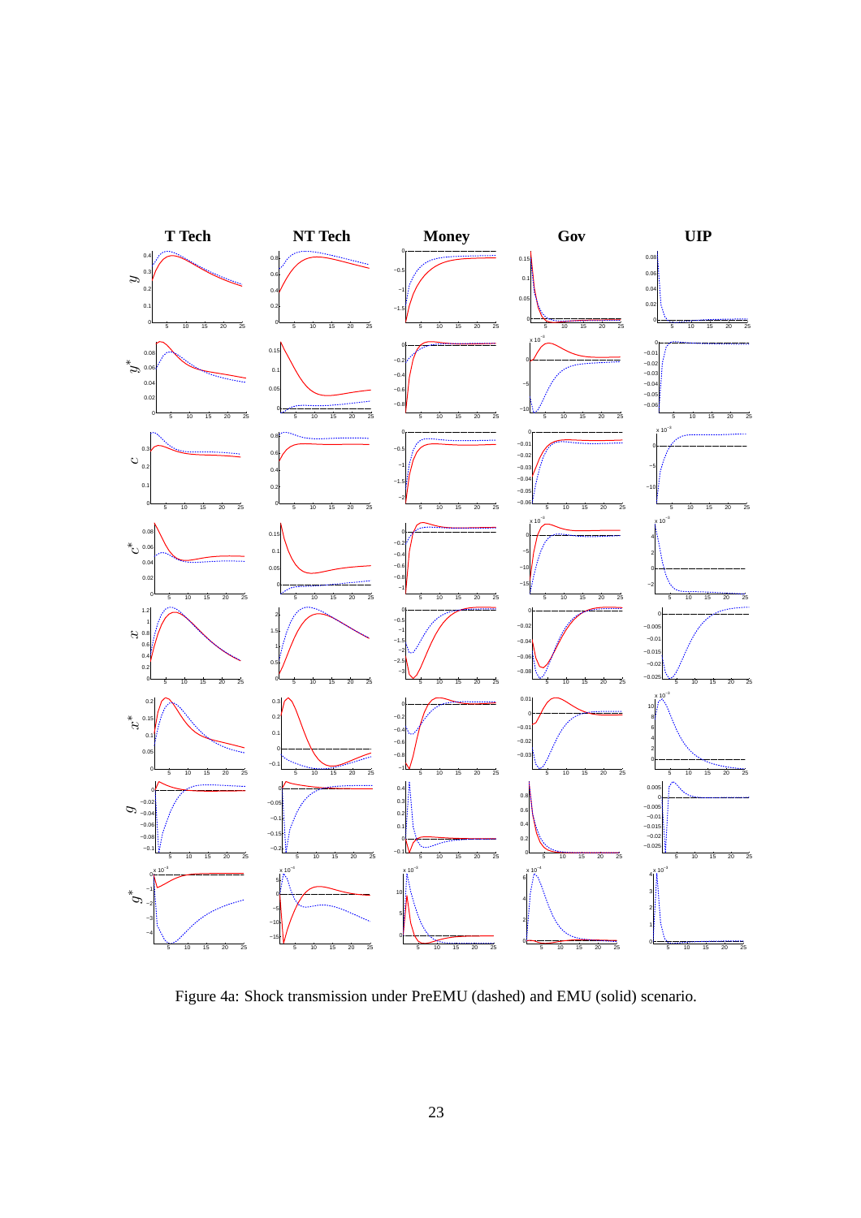Figure 4a: Shock transmission under PreEMU (dashed) and EMU (solid) scenario.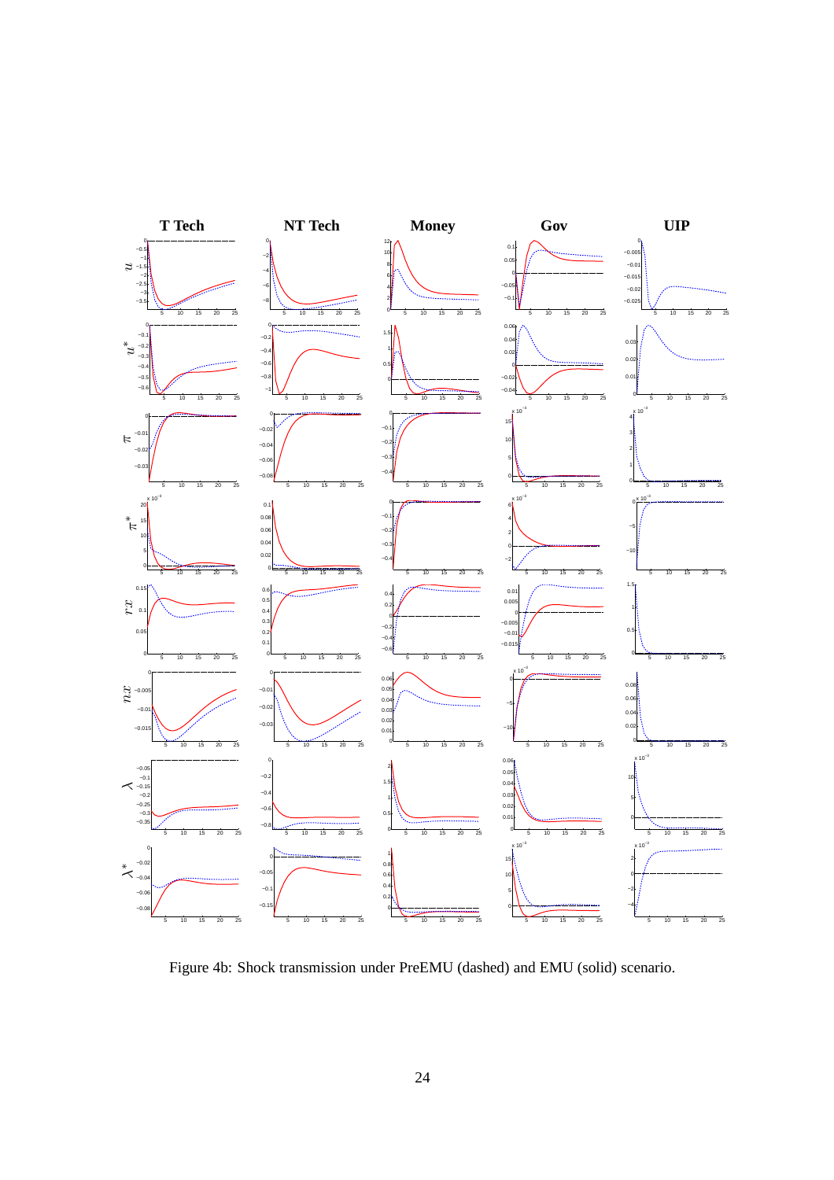Figure 4b: Shock transmission under PreEMU (dashed) and EMU (solid) scenario.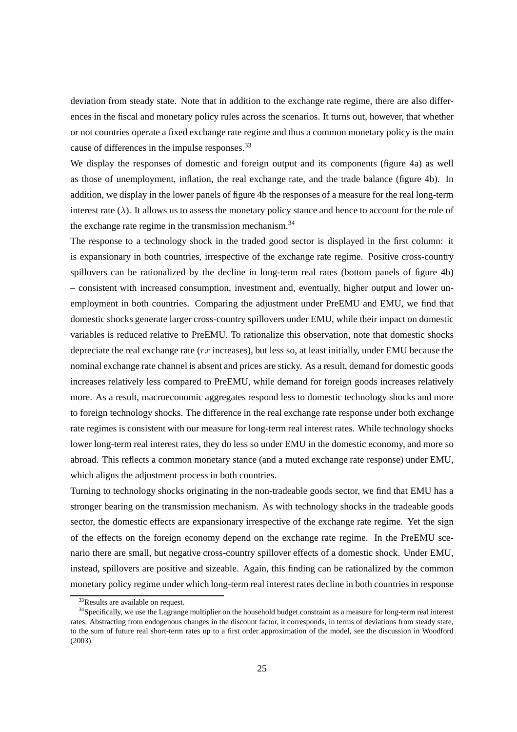deviation from steady state. Note that in addition to the exchange rate regime, there are also differences in the fiscal and monetary policy rules across the scenarios. It turns out, however, that whether or not countries operate a fixed exchange rate regime and thus a common monetary policy is the main cause of differences in the impulse responses.[33]

We display the responses of domestic and foreign output and its components (figure 4a) as well as those of unemployment, inflation, the real exchange rate, and the trade balance (figure 4b). In addition, we display in the lower panels of figure 4b the responses of a measure for the real long-term interest rate ($\lambda$). It allows us to assess the monetary policy stance and hence to account for the role of the exchange rate regime in the transmission mechanism.[34]

The response to a technology shock in the traded good sector is displayed in the first column: it is expansionary in both countries, irrespective of the exchange rate regime. Positive cross-country spillovers can be rationalized by the decline in long-term real rates (bottom panels of figure 4b) – consistent with increased consumption, investment and, eventually, higher output and lower unemployment in both countries. Comparing the adjustment under PreEMU and EMU, we find that domestic shocks generate larger cross-country spillovers under EMU, while their impact on domestic variables is reduced relative to PreEMU. To rationalize this observation, note that domestic shocks depreciate the real exchange rate ($rx$ increases), but less so, at least initially, under EMU because the nominal exchange rate channel is absent and prices are sticky. As a result, demand for domestic goods increases relatively less compared to PreEMU, while demand for foreign goods increases relatively more. As a result, macroeconomic aggregates respond less to domestic technology shocks and more to foreign technology shocks. The difference in the real exchange rate response under both exchange rate regimes is consistent with our measure for long-term real interest rates. While technology shocks lower long-term real interest rates, they do less so under EMU in the domestic economy, and more so abroad. This reflects a common monetary stance (and a muted exchange rate response) under EMU, which aligns the adjustment process in both countries.

Turning to technology shocks originating in the non-tradeable goods sector, we find that EMU has a stronger bearing on the transmission mechanism. As with technology shocks in the tradeable goods sector, the domestic effects are expansionary irrespective of the exchange rate regime. Yet the sign of the effects on the foreign economy depend on the exchange rate regime. In the PreEMU scenario there are small, but negative cross-country spillover effects of a domestic shock. Under EMU, instead, spillovers are positive and sizeable. Again, this finding can be rationalized by the common monetary policy regime under which long-term real interest rates decline in both countries in response

[33] Results are available on request.

[34] Specifically, we use the Lagrange multiplier on the household budget constraint as a measure for long-term real interest rates. Abstracting from endogenous changes in the discount factor, it corresponds, in terms of deviations from steady state, to the sum of future real short-term rates up to a first order approximation of the model, see the discussion in Woodford (2003).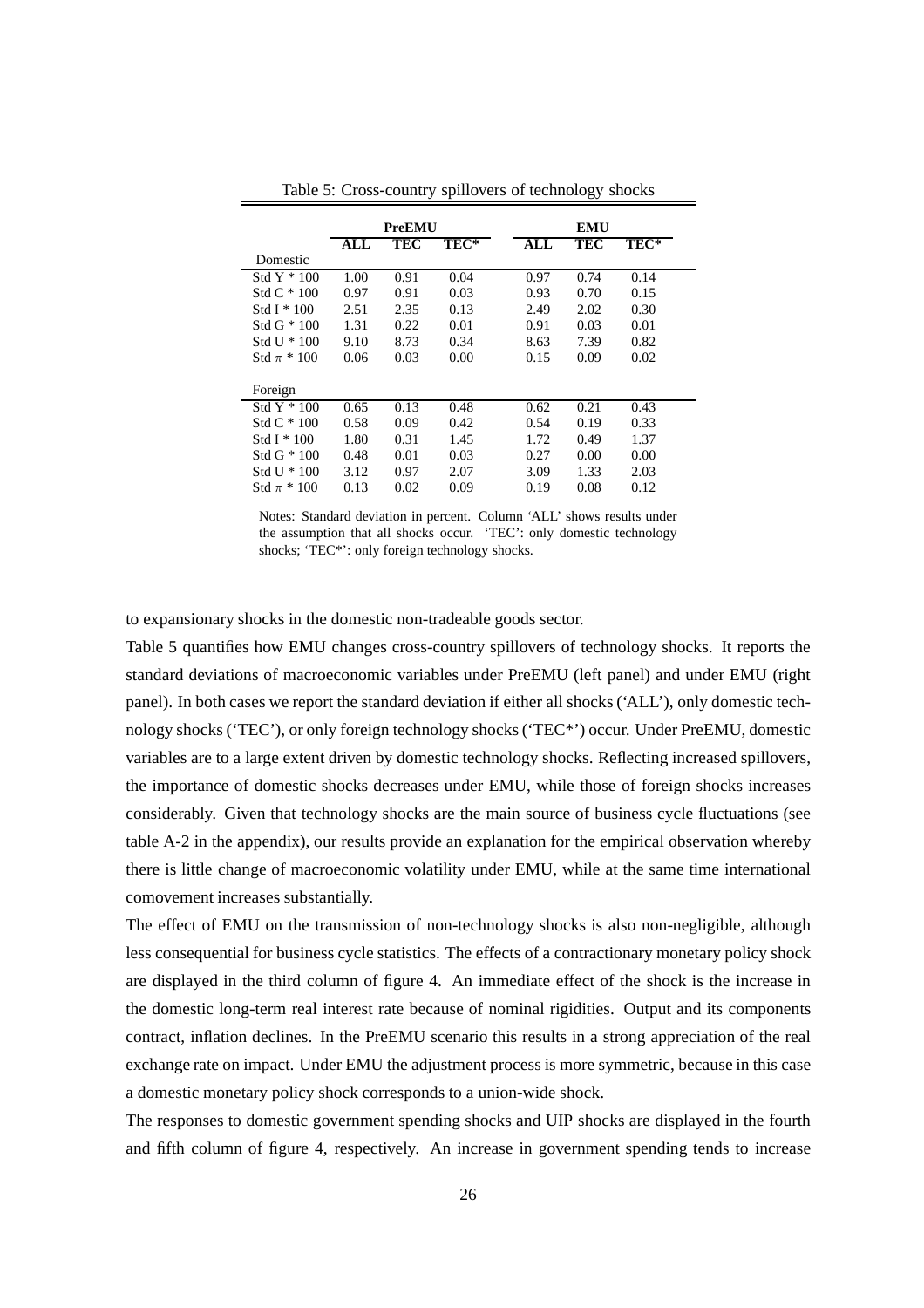Table 5: Cross-country spillovers of technology shocks

| | **PreEMU** | | | **EMU** | | |
|---|---|---|---|---|---|---|
| | **ALL** | **TEC** | **TEC*** | **ALL** | **TEC** | **TEC*** |
| Domestic | | | | | | |
| Std Y * 100 | 1.00 | 0.91 | 0.04 | 0.97 | 0.74 | 0.14 |
| Std C * 100 | 0.97 | 0.91 | 0.03 | 0.93 | 0.70 | 0.15 |
| Std I * 100 | 2.51 | 2.35 | 0.13 | 2.49 | 2.02 | 0.30 |
| Std G * 100 | 1.31 | 0.22 | 0.01 | 0.91 | 0.03 | 0.01 |
| Std U * 100 | 9.10 | 8.73 | 0.34 | 8.63 | 7.39 | 0.82 |
| Std $\pi$ * 100 | 0.06 | 0.03 | 0.00 | 0.15 | 0.09 | 0.02 |
| Foreign | | | | | | |
| Std Y * 100 | 0.65 | 0.13 | 0.48 | 0.62 | 0.21 | 0.43 |
| Std C * 100 | 0.58 | 0.09 | 0.42 | 0.54 | 0.19 | 0.33 |
| Std I * 100 | 1.80 | 0.31 | 1.45 | 1.72 | 0.49 | 1.37 |
| Std G * 100 | 0.48 | 0.01 | 0.03 | 0.27 | 0.00 | 0.00 |
| Std U * 100 | 3.12 | 0.97 | 2.07 | 3.09 | 1.33 | 2.03 |
| Std $\pi$ * 100 | 0.13 | 0.02 | 0.09 | 0.19 | 0.08 | 0.12 |

Notes: Standard deviation in percent. Column 'ALL' shows results under the assumption that all shocks occur. 'TEC': only domestic technology shocks; 'TEC*': only foreign technology shocks.

to expansionary shocks in the domestic non-tradeable goods sector.

Table 5 quantifies how EMU changes cross-country spillovers of technology shocks. It reports the standard deviations of macroeconomic variables under PreEMU (left panel) and under EMU (right panel). In both cases we report the standard deviation if either all shocks ('ALL'), only domestic technology shocks ('TEC'), or only foreign technology shocks ('TEC*') occur. Under PreEMU, domestic variables are to a large extent driven by domestic technology shocks. Reflecting increased spillovers, the importance of domestic shocks decreases under EMU, while those of foreign shocks increases considerably. Given that technology shocks are the main source of business cycle fluctuations (see table A-2 in the appendix), our results provide an explanation for the empirical observation whereby there is little change of macroeconomic volatility under EMU, while at the same time international comovement increases substantially.

The effect of EMU on the transmission of non-technology shocks is also non-negligible, although less consequential for business cycle statistics. The effects of a contractionary monetary policy shock are displayed in the third column of figure 4. An immediate effect of the shock is the increase in the domestic long-term real interest rate because of nominal rigidities. Output and its components contract, inflation declines. In the PreEMU scenario this results in a strong appreciation of the real exchange rate on impact. Under EMU the adjustment process is more symmetric, because in this case a domestic monetary policy shock corresponds to a union-wide shock.

The responses to domestic government spending shocks and UIP shocks are displayed in the fourth and fifth column of figure 4, respectively. An increase in government spending tends to increase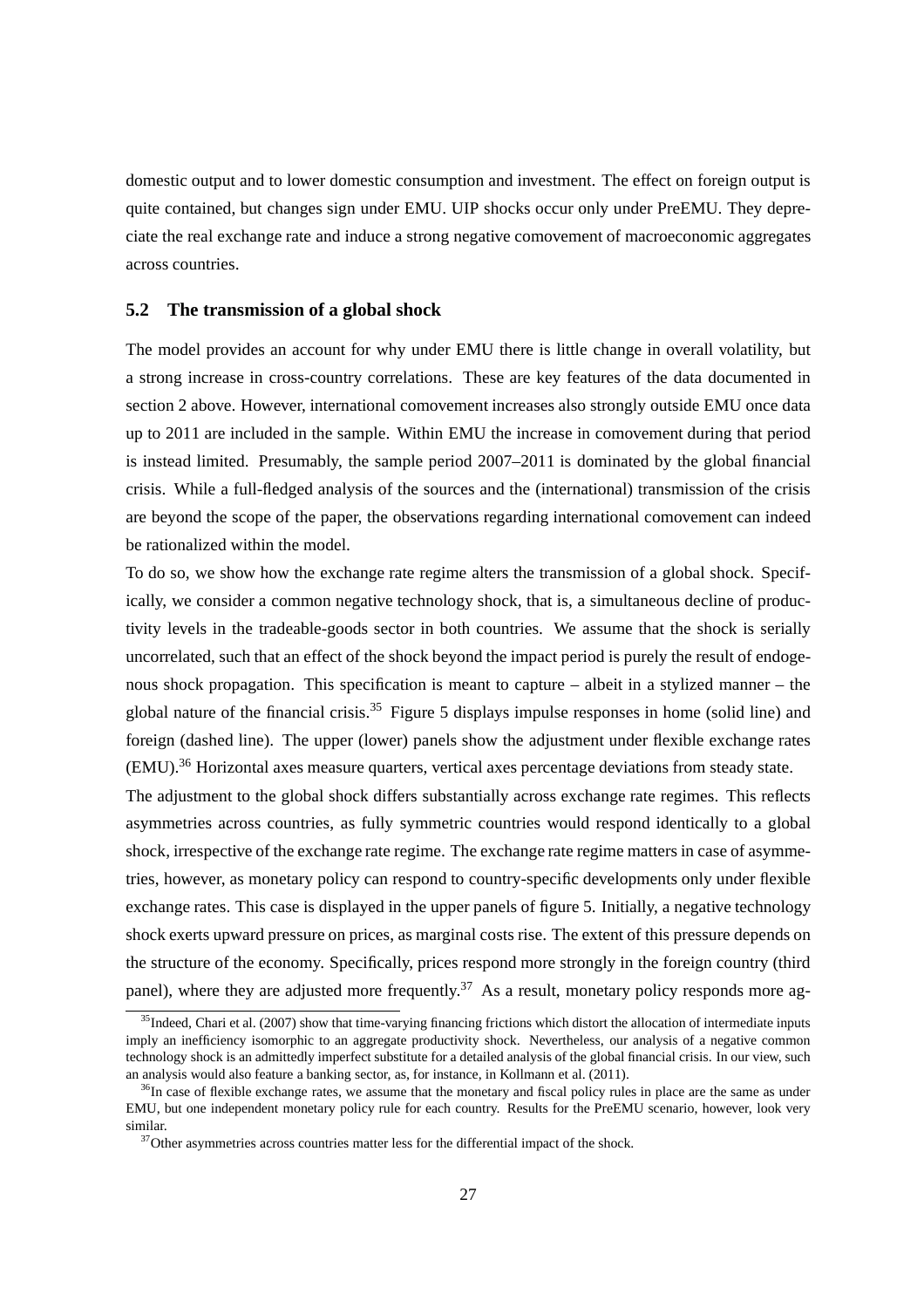domestic output and to lower domestic consumption and investment. The effect on foreign output is quite contained, but changes sign under EMU. UIP shocks occur only under PreEMU. They depreciate the real exchange rate and induce a strong negative comovement of macroeconomic aggregates across countries.

### 5.2 The transmission of a global shock

The model provides an account for why under EMU there is little change in overall volatility, but a strong increase in cross-country correlations. These are key features of the data documented in section 2 above. However, international comovement increases also strongly outside EMU once data up to 2011 are included in the sample. Within EMU the increase in comovement during that period is instead limited. Presumably, the sample period 2007–2011 is dominated by the global financial crisis. While a full-fledged analysis of the sources and the (international) transmission of the crisis are beyond the scope of the paper, the observations regarding international comovement can indeed be rationalized within the model.

To do so, we show how the exchange rate regime alters the transmission of a global shock. Specifically, we consider a common negative technology shock, that is, a simultaneous decline of productivity levels in the tradeable-goods sector in both countries. We assume that the shock is serially uncorrelated, such that an effect of the shock beyond the impact period is purely the result of endogenous shock propagation. This specification is meant to capture – albeit in a stylized manner – the global nature of the financial crisis.[35] Figure 5 displays impulse responses in home (solid line) and foreign (dashed line). The upper (lower) panels show the adjustment under flexible exchange rates (EMU).[36] Horizontal axes measure quarters, vertical axes percentage deviations from steady state.

The adjustment to the global shock differs substantially across exchange rate regimes. This reflects asymmetries across countries, as fully symmetric countries would respond identically to a global shock, irrespective of the exchange rate regime. The exchange rate regime matters in case of asymmetries, however, as monetary policy can respond to country-specific developments only under flexible exchange rates. This case is displayed in the upper panels of figure 5. Initially, a negative technology shock exerts upward pressure on prices, as marginal costs rise. The extent of this pressure depends on the structure of the economy. Specifically, prices respond more strongly in the foreign country (third panel), where they are adjusted more frequently.[37] As a result, monetary policy responds more ag-

[35] Indeed, Chari et al. (2007) show that time-varying financing frictions which distort the allocation of intermediate inputs imply an inefficiency isomorphic to an aggregate productivity shock. Nevertheless, our analysis of a negative common technology shock is an admittedly imperfect substitute for a detailed analysis of the global financial crisis. In our view, such an analysis would also feature a banking sector, as, for instance, in Kollmann et al. (2011).

[36] In case of flexible exchange rates, we assume that the monetary and fiscal policy rules in place are the same as under EMU, but one independent monetary policy rule for each country. Results for the PreEMU scenario, however, look very similar.

[37] Other asymmetries across countries matter less for the differential impact of the shock.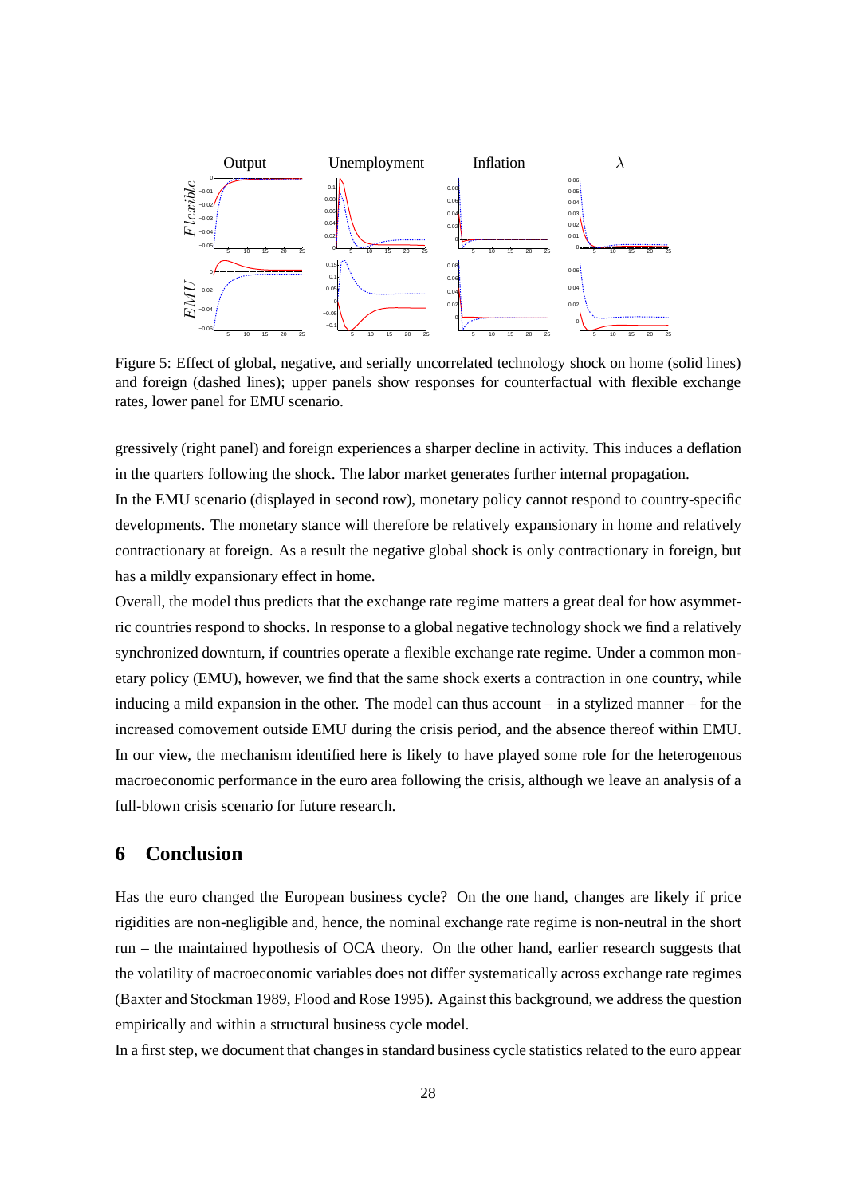Figure 5: Effect of global, negative, and serially uncorrelated technology shock on home (solid lines) and foreign (dashed lines); upper panels show responses for counterfactual with flexible exchange rates, lower panel for EMU scenario.

gressively (right panel) and foreign experiences a sharper decline in activity. This induces a deflation in the quarters following the shock. The labor market generates further internal propagation.

In the EMU scenario (displayed in second row), monetary policy cannot respond to country-specific developments. The monetary stance will therefore be relatively expansionary in home and relatively contractionary at foreign. As a result the negative global shock is only contractionary in foreign, but has a mildly expansionary effect in home.

Overall, the model thus predicts that the exchange rate regime matters a great deal for how asymmetric countries respond to shocks. In response to a global negative technology shock we find a relatively synchronized downturn, if countries operate a flexible exchange rate regime. Under a common monetary policy (EMU), however, we find that the same shock exerts a contraction in one country, while inducing a mild expansion in the other. The model can thus account – in a stylized manner – for the increased comovement outside EMU during the crisis period, and the absence thereof within EMU. In our view, the mechanism identified here is likely to have played some role for the heterogenous macroeconomic performance in the euro area following the crisis, although we leave an analysis of a full-blown crisis scenario for future research.

## 6 Conclusion

Has the euro changed the European business cycle? On the one hand, changes are likely if price rigidities are non-negligible and, hence, the nominal exchange rate regime is non-neutral in the short run – the maintained hypothesis of OCA theory. On the other hand, earlier research suggests that the volatility of macroeconomic variables does not differ systematically across exchange rate regimes (Baxter and Stockman 1989, Flood and Rose 1995). Against this background, we address the question empirically and within a structural business cycle model.

In a first step, we document that changes in standard business cycle statistics related to the euro appear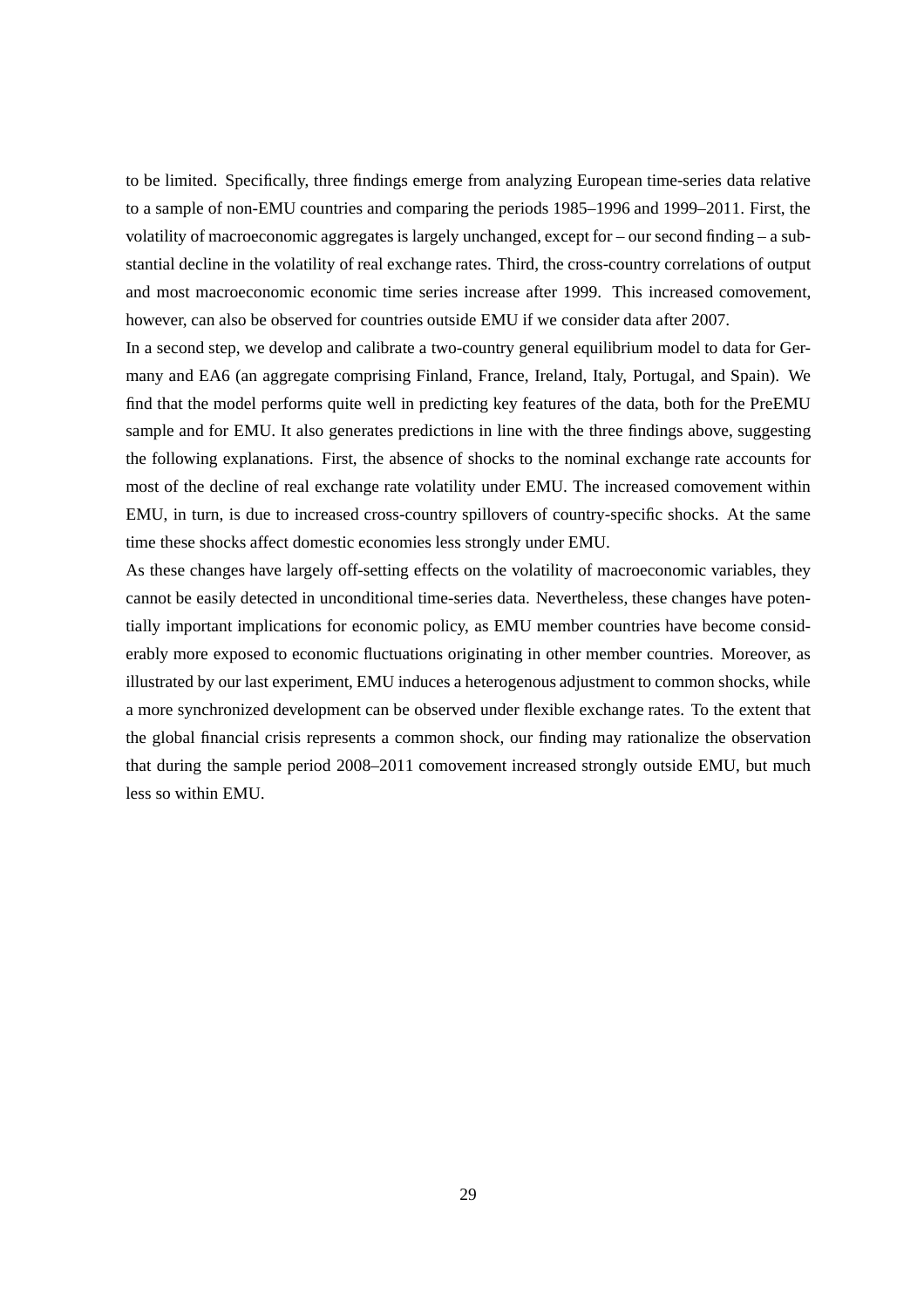to be limited. Specifically, three findings emerge from analyzing European time-series data relative to a sample of non-EMU countries and comparing the periods 1985–1996 and 1999–2011. First, the volatility of macroeconomic aggregates is largely unchanged, except for – our second finding – a substantial decline in the volatility of real exchange rates. Third, the cross-country correlations of output and most macroeconomic economic time series increase after 1999. This increased comovement, however, can also be observed for countries outside EMU if we consider data after 2007.

In a second step, we develop and calibrate a two-country general equilibrium model to data for Germany and EA6 (an aggregate comprising Finland, France, Ireland, Italy, Portugal, and Spain). We find that the model performs quite well in predicting key features of the data, both for the PreEMU sample and for EMU. It also generates predictions in line with the three findings above, suggesting the following explanations. First, the absence of shocks to the nominal exchange rate accounts for most of the decline of real exchange rate volatility under EMU. The increased comovement within EMU, in turn, is due to increased cross-country spillovers of country-specific shocks. At the same time these shocks affect domestic economies less strongly under EMU.

As these changes have largely off-setting effects on the volatility of macroeconomic variables, they cannot be easily detected in unconditional time-series data. Nevertheless, these changes have potentially important implications for economic policy, as EMU member countries have become considerably more exposed to economic fluctuations originating in other member countries. Moreover, as illustrated by our last experiment, EMU induces a heterogenous adjustment to common shocks, while a more synchronized development can be observed under flexible exchange rates. To the extent that the global financial crisis represents a common shock, our finding may rationalize the observation that during the sample period 2008–2011 comovement increased strongly outside EMU, but much less so within EMU.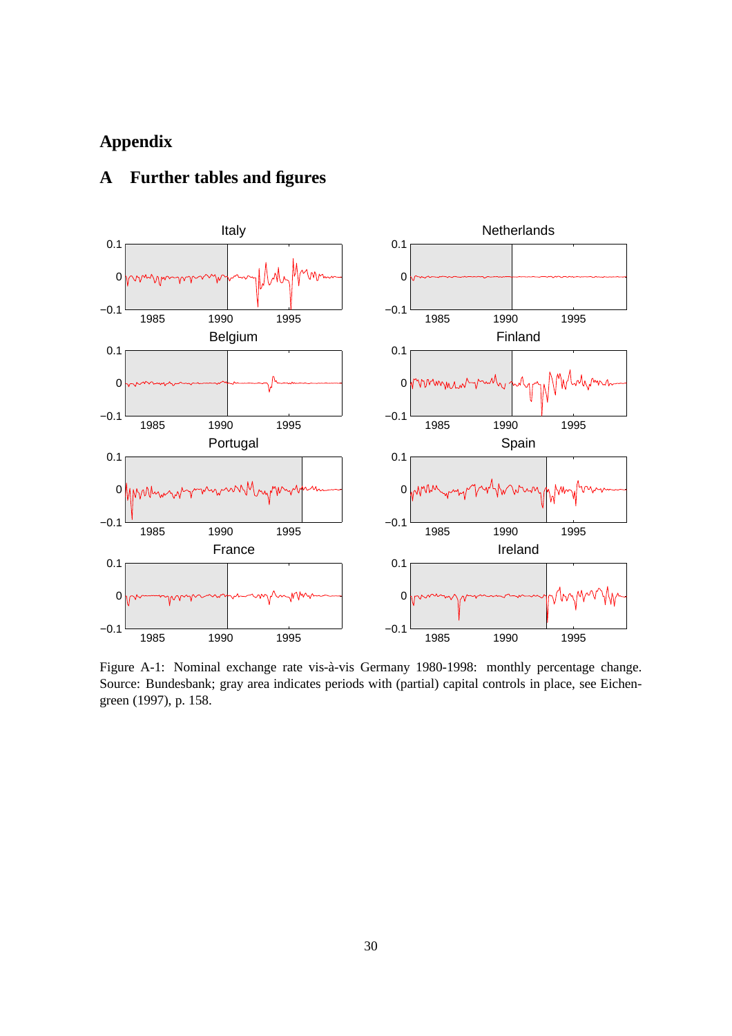# Appendix

## A Further tables and figures

Figure A-1: Nominal exchange rate vis-à-vis Germany 1980-1998: monthly percentage change. Source: Bundesbank; gray area indicates periods with (partial) capital controls in place, see Eichengreen (1997), p. 158.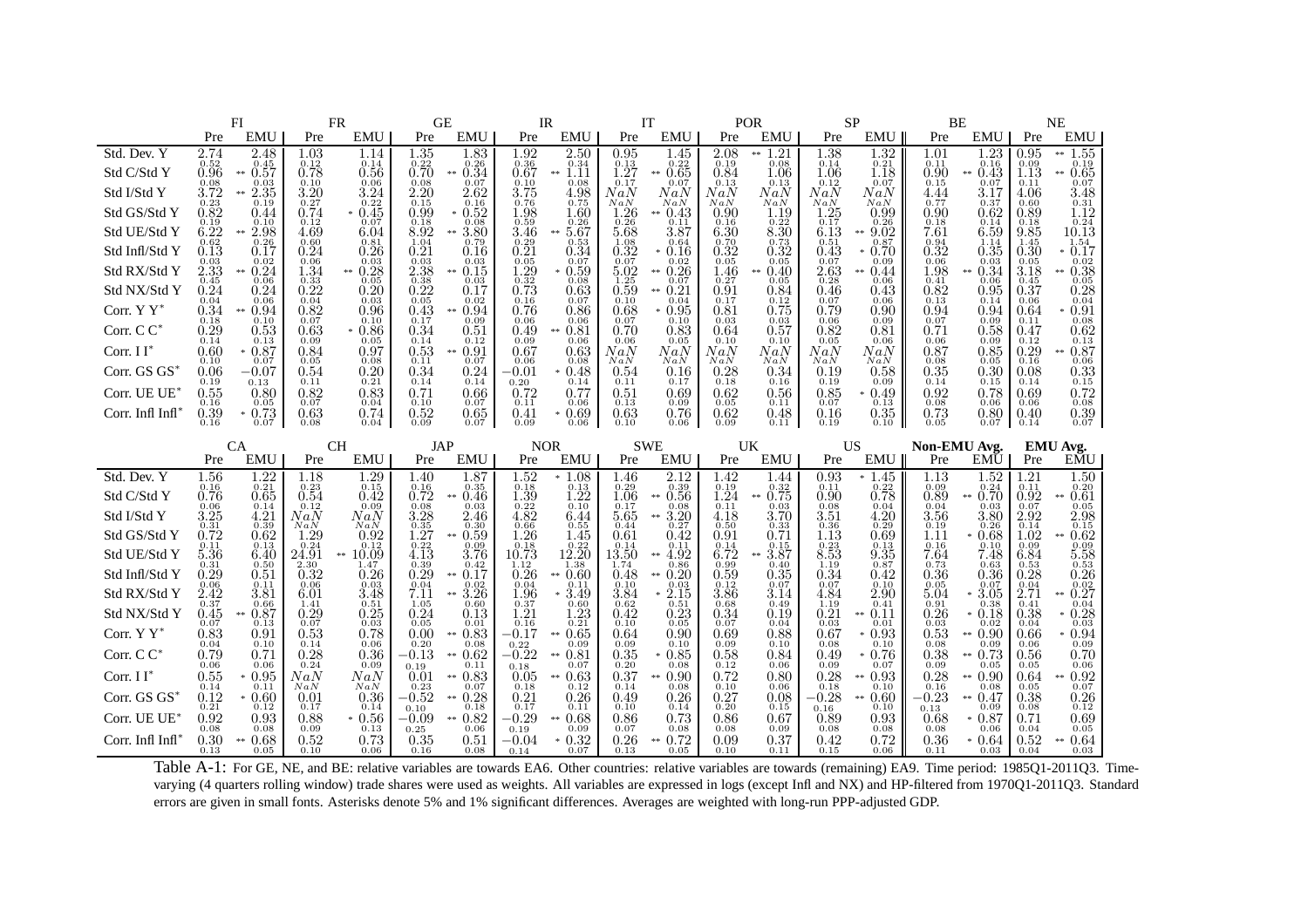| | FI | | FR | | GE | | IR | | IT | | POR | | SP | | BE | | NE | |
|---|---|---|---|---|---|---|---|---|---|---|---|---|---|---|---|---|---|---|
| | Pre | EMU | Pre | EMU | Pre | EMU | Pre | EMU | Pre | EMU | Pre | EMU | Pre | EMU | Pre | EMU | Pre | EMU |
| Std. Dev. Y | 2.74 (0.52) | 2.48 (0.45) | 1.03 (0.12) | 1.14 (0.14) | 1.35 (0.22) | 1.83 (0.26) | 1.92 (0.36) | 2.50 (0.34) | 0.95 (0.13) | 1.45 (0.22) | 2.08 (0.19) | ** 1.21 (0.08) | 1.38 (0.14) | 1.32 (0.21) | 1.01 (0.11) | 1.23 (0.16) | 0.95 (0.09) | ** 1.55 (0.19) |
| Std C/Std Y | 0.96 (0.08) | ** 0.57 (0.03) | 0.78 (0.10) | 0.56 (0.06) | 0.70 (0.08) | ** 0.34 (0.07) | 0.67 (0.10) | ** 1.11 (0.08) | 1.27 (0.17) | ** 0.65 (0.07) | 0.84 (0.13) | 1.06 (0.13) | 1.06 (0.12) | 1.18 (0.07) | 0.90 (0.15) | ** 0.43 (0.07) | 1.13 (0.11) | ** 0.65 (0.07) |
| Std I/Std Y | 3.72 (0.23) | ** 2.35 (0.19) | 3.20 (0.27) | 3.24 (0.22) | 2.20 (0.15) | 2.62 (0.16) | 3.75 (0.76) | 4.98 (0.75) | $NaN$ ($NaN$) | $NaN$ ($NaN$) | $NaN$ ($NaN$) | $NaN$ ($NaN$) | $NaN$ ($NaN$) | $NaN$ ($NaN$) | 4.44 (0.77) | 3.17 (0.37) | 4.06 (0.60) | 3.48 (0.31) |
| Std GS/Std Y | 0.82 (0.19) | 0.44 (0.10) | 0.74 (0.12) | * 0.45 (0.07) | 0.99 (0.18) | * 0.52 (0.08) | 1.98 (0.59) | 1.60 (0.26) | 1.26 (0.26) | ** 0.43 (0.11) | 0.90 (0.16) | 1.19 (0.22) | 1.25 (0.17) | 0.99 (0.26) | 0.90 (0.18) | 0.62 (0.14) | 0.89 (0.18) | 1.12 (0.24) |
| Std UE/Std Y | 6.22 (0.62) | ** 2.98 (0.26) | 4.69 (0.60) | 6.04 (0.81) | 8.92 (1.04) | ** 3.80 (0.79) | 3.46 (0.29) | ** 5.67 (0.53) | 5.68 (1.08) | 3.87 (0.64) | 6.30 (0.70) | 8.30 (0.73) | 6.13 (0.51) | ** 9.02 (0.87) | 7.61 (0.94) | 6.59 (1.14) | 9.85 (1.45) | 10.13 (1.54) |
| Std Infl/Std Y | 0.13 (0.03) | 0.17 (0.02) | 0.24 (0.06) | 0.26 (0.03) | 0.21 (0.03) | 0.16 (0.03) | 0.21 (0.05) | 0.34 (0.07) | 0.32 (0.07) | * 0.16 (0.02) | 0.32 (0.05) | 0.32 (0.05) | 0.43 (0.07) | * 0.70 (0.09) | 0.32 (0.06) | 0.35 (0.03) | 0.30 (0.05) | * 0.17 (0.02) |
| Std RX/Std Y | 2.33 (0.45) | ** 0.24 (0.06) | 1.34 (0.33) | ** 0.28 (0.05) | 2.38 (0.38) | ** 0.15 (0.03) | 1.29 (0.32) | * 0.59 (0.08) | 5.02 (1.25) | ** 0.26 (0.07) | 1.46 (0.27) | ** 0.40 (0.05) | 2.63 (0.28) | ** 0.44 (0.06) | 1.98 (0.41) | ** 0.34 (0.06) | 3.18 (0.45) | ** 0.38 (0.05) |
| Std NX/Std Y | 0.24 (0.04) | 0.24 (0.06) | 0.22 (0.04) | 0.20 (0.03) | 0.22 (0.05) | 0.17 (0.02) | 0.73 (0.16) | 0.63 (0.07) | 0.59 (0.10) | ** 0.21 (0.04) | 0.91 (0.17) | 0.84 (0.12) | 0.46 (0.07) | 0.43 (0.06) | 0.82 (0.13) | 0.95 (0.14) | 0.37 (0.06) | 0.28 (0.04) |
| Corr. Y Y* | 0.34 (0.18) | ** 0.94 (0.10) | 0.82 (0.07) | 0.96 (0.10) | 0.43 (0.17) | ** 0.94 (0.09) | 0.76 (0.06) | 0.86 (0.06) | 0.68 (0.07) | * 0.95 (0.10) | 0.81 (0.03) | 0.75 (0.03) | 0.79 (0.06) | 0.90 (0.09) | 0.94 (0.07) | 0.94 (0.09) | 0.64 (0.11) | * 0.91 (0.08) |
| Corr. C C* | 0.29 (0.14) | 0.53 (0.13) | 0.63 (0.09) | * 0.86 (0.05) | 0.34 (0.14) | 0.51 (0.12) | 0.49 (0.09) | ** 0.81 (0.06) | 0.70 (0.06) | 0.83 (0.05) | 0.64 (0.10) | 0.57 (0.05) | 0.82 (0.05) | 0.81 (0.06) | 0.71 (0.06) | 0.58 (0.09) | 0.47 (0.12) | 0.62 (0.13) |
| Corr. I I* | 0.60 (0.10) | * 0.87 (0.07) | 0.84 (0.05) | 0.97 (0.08) | 0.53 (0.11) | ** 0.91 (0.07) | 0.67 (0.06) | 0.63 (0.08) | $NaN$ ($NaN$) | $NaN$ ($NaN$) | $NaN$ ($NaN$) | $NaN$ ($NaN$) | $NaN$ ($NaN$) | $NaN$ ($NaN$) | 0.87 (0.08) | 0.85 (0.05) | 0.29 (0.16) | ** 0.87 (0.06) |
| Corr. GS GS* | 0.06 (0.19) | −0.07 (0.13) | 0.54 (0.11) | 0.20 (0.21) | 0.34 (0.14) | 0.24 (0.14) | −0.01 (0.20) | * 0.48 (0.14) | 0.54 (0.11) | 0.16 (0.17) | 0.28 (0.18) | 0.34 (0.16) | 0.19 (0.19) | 0.58 (0.09) | 0.35 (0.14) | 0.30 (0.15) | 0.08 (0.14) | 0.33 (0.15) |
| Corr. UE UE* | 0.55 (0.16) | 0.80 (0.05) | 0.82 (0.07) | 0.83 (0.04) | 0.71 (0.10) | 0.66 (0.07) | 0.72 (0.11) | 0.77 (0.06) | 0.51 (0.13) | 0.69 (0.09) | 0.62 (0.05) | 0.56 (0.11) | 0.85 (0.07) | * 0.49 (0.13) | 0.92 (0.08) | 0.78 (0.06) | 0.69 (0.06) | 0.72 (0.08) |
| Corr. Infl Infl* | 0.39 (0.16) | * 0.73 (0.07) | 0.63 (0.08) | 0.74 (0.04) | 0.52 (0.09) | 0.65 (0.07) | 0.41 (0.09) | * 0.69 (0.06) | 0.63 (0.10) | 0.76 (0.06) | 0.62 (0.09) | 0.48 (0.11) | 0.16 (0.19) | 0.35 (0.10) | 0.73 (0.05) | 0.80 (0.07) | 0.40 (0.14) | 0.39 (0.07) |

| | CA | | CH | | JAP | | NOR | | SWE | | UK | | US | | Non-EMU Avg. | | EMU Avg. | |
|---|---|---|---|---|---|---|---|---|---|---|---|---|---|---|---|---|---|---|
| | Pre | EMU | Pre | EMU | Pre | EMU | Pre | EMU | Pre | EMU | Pre | EMU | Pre | EMU | Pre | EMU | Pre | EMU |
| Std. Dev. Y | 1.56 (0.16) | 1.22 (0.21) | 1.18 (0.23) | 1.29 (0.15) | 1.40 (0.16) | 1.87 (0.35) | 1.52 (0.18) | * 1.08 (0.13) | 1.46 (0.29) | 2.12 (0.39) | 1.42 (0.19) | 1.44 (0.32) | 0.93 (0.11) | * 1.45 (0.22) | 1.13 (0.09) | 1.52 (0.24) | 1.21 (0.11) | 1.50 (0.20) |
| Std C/Std Y | 0.76 (0.06) | 0.65 (0.14) | 0.54 (0.12) | 0.42 (0.09) | 0.72 (0.08) | ** 0.46 (0.03) | 1.39 (0.22) | 1.22 (0.10) | 1.06 (0.17) | ** 0.56 (0.08) | 1.24 (0.11) | ** 0.75 (0.03) | 0.90 (0.08) | 0.78 (0.04) | 0.89 (0.04) | ** 0.70 (0.03) | 0.92 (0.07) | ** 0.61 (0.05) |
| Std I/Std Y | 3.25 (0.31) | 4.21 (0.39) | $NaN$ ($NaN$) | $NaN$ ($NaN$) | 3.28 (0.35) | 2.46 (0.30) | 4.82 (0.66) | 6.44 (0.55) | 5.65 (0.44) | ** 3.20 (0.27) | 4.18 (0.50) | 3.70 (0.33) | 3.51 (0.36) | 4.20 (0.29) | 3.56 (0.19) | 3.80 (0.26) | 2.92 (0.14) | 2.98 (0.15) |
| Std GS/Std Y | 0.72 (0.11) | 0.62 (0.13) | 1.29 (0.24) | 0.92 (0.12) | 1.27 (0.22) | ** 0.59 (0.09) | 1.26 (0.18) | 1.45 (0.22) | 0.61 (0.14) | 0.42 (0.11) | 0.91 (0.14) | 0.71 (0.15) | 1.13 (0.23) | 0.69 (0.13) | 1.11 (0.16) | * 0.68 (0.10) | 1.02 (0.09) | ** 0.62 (0.09) |
| Std UE/Std Y | 5.36 (0.31) | 6.40 (0.50) | 24.91 (2.30) | ** 10.09 (1.47) | 4.13 (0.39) | 3.76 (0.42) | 10.73 (1.12) | 12.20 (1.38) | 13.50 (1.74) | ** 4.92 (0.86) | 6.72 (0.99) | ** 3.87 (0.40) | 8.53 (1.19) | 9.35 (0.87) | 7.64 (0.73) | 7.48 (0.63) | 6.84 (0.53) | 5.58 (0.53) |
| Std Infl/Std Y | 0.29 (0.06) | 0.51 (0.11) | 0.32 (0.06) | 0.26 (0.03) | 0.29 (0.04) | ** 0.17 (0.02) | 0.26 (0.04) | ** 0.60 (0.11) | 0.48 (0.10) | ** 0.20 (0.03) | 0.59 (0.12) | 0.35 (0.07) | 0.34 (0.07) | 0.42 (0.10) | 0.36 (0.05) | 0.36 (0.07) | 0.28 (0.04) | 0.26 (0.02) |
| Std RX/Std Y | 2.42 (0.37) | 3.81 (0.66) | 6.01 (1.41) | 3.48 (0.51) | 7.11 (1.05) | ** 3.26 (0.60) | 1.96 (0.37) | * 3.49 (0.60) | 3.84 (0.62) | * 2.15 (0.51) | 3.86 (0.68) | 3.14 (0.49) | 4.84 (1.19) | 2.90 (0.41) | 5.04 (0.91) | * 3.05 (0.38) | 2.71 (0.41) | ** 0.27 (0.04) |
| Std NX/Std Y | 0.45 (0.07) | ** 0.87 (0.13) | 0.29 (0.07) | 0.25 (0.03) | 0.24 (0.05) | 0.13 (0.01) | 1.21 (0.16) | 1.23 (0.21) | 0.42 (0.10) | 0.23 (0.05) | 0.34 (0.07) | 0.19 (0.04) | 0.21 (0.03) | ** 0.11 (0.01) | 0.26 (0.03) | * 0.18 (0.02) | 0.38 (0.04) | * 0.28 (0.03) |
| Corr. Y Y* | 0.83 (0.04) | 0.91 (0.10) | 0.53 (0.14) | 0.78 (0.06) | 0.00 (0.20) | ** 0.83 (0.08) | −0.17 (0.22) | ** 0.65 (0.09) | 0.64 (0.09) | 0.90 (0.10) | 0.69 (0.09) | 0.88 (0.10) | 0.67 (0.07) | * 0.93 (0.10) | 0.53 (0.08) | ** 0.90 (0.09) | 0.66 (0.06) | * 0.94 (0.09) |
| Corr. C C* | 0.79 (0.06) | 0.71 (0.06) | 0.28 (0.24) | 0.36 (0.09) | −0.13 (0.19) | ** 0.62 (0.11) | −0.22 (0.18) | ** 0.81 (0.07) | 0.35 (0.20) | * 0.85 (0.08) | 0.58 (0.12) | 0.84 (0.06) | 0.49 (0.09) | * 0.76 (0.07) | 0.38 (0.09) | ** 0.73 (0.05) | 0.56 (0.05) | 0.70 (0.06) |
| Corr. I I* | 0.55 (0.14) | * 0.95 (0.11) | $NaN$ ($NaN$) | $NaN$ ($NaN$) | 0.01 (0.23) | ** 0.83 (0.07) | 0.05 (0.18) | ** 0.63 (0.12) | 0.37 (0.14) | ** 0.90 (0.08) | 0.72 (0.10) | 0.80 (0.06) | 0.28 (0.18) | ** 0.93 (0.10) | 0.28 (0.16) | ** 0.90 (0.08) | 0.64 (0.05) | ** 0.92 (0.07) |
| Corr. GS GS* | 0.12 (0.21) | * 0.60 (0.12) | 0.01 (0.17) | 0.36 (0.14) | −0.52 (0.10) | ** 0.28 (0.18) | 0.21 (0.17) | 0.26 (0.11) | 0.49 (0.10) | 0.26 (0.14) | 0.27 (0.20) | 0.08 (0.15) | −0.28 (0.16) | ** 0.60 (0.10) | −0.23 (0.13) | ** 0.47 (0.09) | 0.38 (0.08) | 0.26 (0.12) |
| Corr. UE UE* | 0.92 (0.08) | 0.93 (0.08) | 0.88 (0.09) | * 0.56 (0.13) | −0.09 (0.25) | ** 0.82 (0.06) | −0.29 (0.19) | ** 0.68 (0.09) | 0.86 (0.07) | 0.73 (0.08) | 0.86 (0.08) | 0.67 (0.09) | 0.89 (0.08) | 0.93 (0.08) | 0.68 (0.08) | * 0.87 (0.06) | 0.71 (0.04) | 0.69 (0.05) |
| Corr. Infl Infl* | 0.30 (0.13) | ** 0.68 (0.05) | 0.52 (0.10) | 0.73 (0.06) | 0.35 (0.16) | 0.51 (0.08) | −0.04 (0.14) | * 0.32 (0.07) | 0.26 (0.13) | ** 0.72 (0.05) | 0.09 (0.10) | 0.37 (0.11) | 0.42 (0.15) | 0.72 (0.06) | 0.36 (0.11) | * 0.64 (0.03) | 0.52 (0.04) | ** 0.64 (0.03) |

Table A-1: For GE, NE, and BE: relative variables are towards EA6. Other countries: relative variables are towards (remaining) EA9. Time period: 1985Q1-2011Q3. Time-varying (4 quarters rolling window) trade shares were used as weights. All variables are expressed in logs (except Infl and NX) and HP-filtered from 1970Q1-2011Q3. Standard errors are given in small fonts. Asterisks denote 5% and 1% significant differences. Averages are weighted with long-run PPP-adjusted GDP.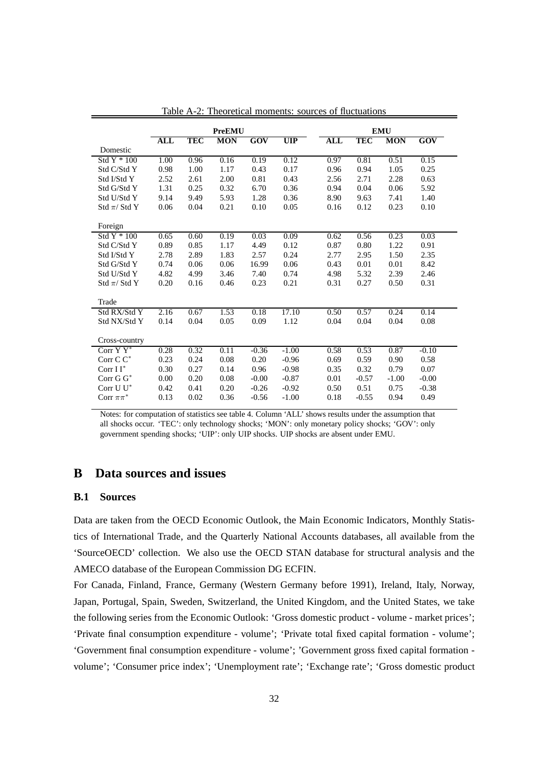Table A-2: Theoretical moments: sources of fluctuations

| | PreEMU | | | | | EMU | | | |
|---|---|---|---|---|---|---|---|---|---|
| | **ALL** | **TEC** | **MON** | **GOV** | **UIP** | **ALL** | **TEC** | **MON** | **GOV** |
| Domestic | | | | | | | | | |
| Std Y * 100 | 1.00 | 0.96 | 0.16 | 0.19 | 0.12 | 0.97 | 0.81 | 0.51 | 0.15 |
| Std C/Std Y | 0.98 | 1.00 | 1.17 | 0.43 | 0.17 | 0.96 | 0.94 | 1.05 | 0.25 |
| Std I/Std Y | 2.52 | 2.61 | 2.00 | 0.81 | 0.43 | 2.56 | 2.71 | 2.28 | 0.63 |
| Std G/Std Y | 1.31 | 0.25 | 0.32 | 6.70 | 0.36 | 0.94 | 0.04 | 0.06 | 5.92 |
| Std U/Std Y | 9.14 | 9.49 | 5.93 | 1.28 | 0.36 | 8.90 | 9.63 | 7.41 | 1.40 |
| Std $\pi$/ Std Y | 0.06 | 0.04 | 0.21 | 0.10 | 0.05 | 0.16 | 0.12 | 0.23 | 0.10 |
| Foreign | | | | | | | | | |
| Std Y * 100 | 0.65 | 0.60 | 0.19 | 0.03 | 0.09 | 0.62 | 0.56 | 0.23 | 0.03 |
| Std C/Std Y | 0.89 | 0.85 | 1.17 | 4.49 | 0.12 | 0.87 | 0.80 | 1.22 | 0.91 |
| Std I/Std Y | 2.78 | 2.89 | 1.83 | 2.57 | 0.24 | 2.77 | 2.95 | 1.50 | 2.35 |
| Std G/Std Y | 0.74 | 0.06 | 0.06 | 16.99 | 0.06 | 0.43 | 0.01 | 0.01 | 8.42 |
| Std U/Std Y | 4.82 | 4.99 | 3.46 | 7.40 | 0.74 | 4.98 | 5.32 | 2.39 | 2.46 |
| Std $\pi$/ Std Y | 0.20 | 0.16 | 0.46 | 0.23 | 0.21 | 0.31 | 0.27 | 0.50 | 0.31 |
| Trade | | | | | | | | | |
| Std RX/Std Y | 2.16 | 0.67 | 1.53 | 0.18 | 17.10 | 0.50 | 0.57 | 0.24 | 0.14 |
| Std NX/Std Y | 0.14 | 0.04 | 0.05 | 0.09 | 1.12 | 0.04 | 0.04 | 0.04 | 0.08 |
| Cross-country | | | | | | | | | |
| Corr Y Y$^*$ | 0.28 | 0.32 | 0.11 | -0.36 | -1.00 | 0.58 | 0.53 | 0.87 | -0.10 |
| Corr C C$^*$ | 0.23 | 0.24 | 0.08 | 0.20 | -0.96 | 0.69 | 0.59 | 0.90 | 0.58 |
| Corr I I$^*$ | 0.30 | 0.27 | 0.14 | 0.96 | -0.98 | 0.35 | 0.32 | 0.79 | 0.07 |
| Corr G G$^*$ | 0.00 | 0.20 | 0.08 | -0.00 | -0.87 | 0.01 | -0.57 | -1.00 | -0.00 |
| Corr U U$^*$ | 0.42 | 0.41 | 0.20 | -0.26 | -0.92 | 0.50 | 0.51 | 0.75 | -0.38 |
| Corr $\pi\pi^*$ | 0.13 | 0.02 | 0.36 | -0.56 | -1.00 | 0.18 | -0.55 | 0.94 | 0.49 |

Notes: for computation of statistics see table 4. Column 'ALL' shows results under the assumption that all shocks occur. 'TEC': only technology shocks; 'MON': only monetary policy shocks; 'GOV': only government spending shocks; 'UIP': only UIP shocks. UIP shocks are absent under EMU.

# B Data sources and issues

## B.1 Sources

Data are taken from the OECD Economic Outlook, the Main Economic Indicators, Monthly Statistics of International Trade, and the Quarterly National Accounts databases, all available from the 'SourceOECD' collection. We also use the OECD STAN database for structural analysis and the AMECO database of the European Commission DG ECFIN.

For Canada, Finland, France, Germany (Western Germany before 1991), Ireland, Italy, Norway, Japan, Portugal, Spain, Sweden, Switzerland, the United Kingdom, and the United States, we take the following series from the Economic Outlook: 'Gross domestic product - volume - market prices'; 'Private final consumption expenditure - volume'; 'Private total fixed capital formation - volume'; 'Government final consumption expenditure - volume'; 'Government gross fixed capital formation - volume'; 'Consumer price index'; 'Unemployment rate'; 'Exchange rate'; 'Gross domestic product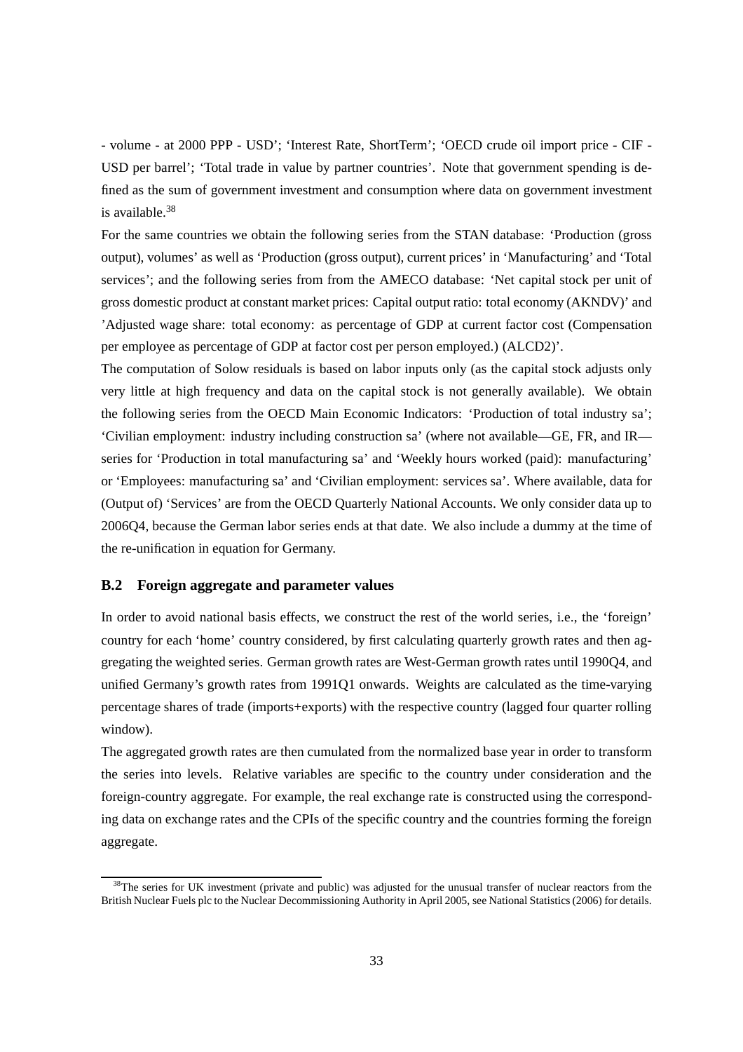- volume - at 2000 PPP - USD'; 'Interest Rate, ShortTerm'; 'OECD crude oil import price - CIF - USD per barrel'; 'Total trade in value by partner countries'. Note that government spending is defined as the sum of government investment and consumption where data on government investment is available.[38]

For the same countries we obtain the following series from the STAN database: 'Production (gross output), volumes' as well as 'Production (gross output), current prices' in 'Manufacturing' and 'Total services'; and the following series from from the AMECO database: 'Net capital stock per unit of gross domestic product at constant market prices: Capital output ratio: total economy (AKNDV)' and 'Adjusted wage share: total economy: as percentage of GDP at current factor cost (Compensation per employee as percentage of GDP at factor cost per person employed.) (ALCD2)'.

The computation of Solow residuals is based on labor inputs only (as the capital stock adjusts only very little at high frequency and data on the capital stock is not generally available). We obtain the following series from the OECD Main Economic Indicators: 'Production of total industry sa'; 'Civilian employment: industry including construction sa' (where not available—GE, FR, and IR—series for 'Production in total manufacturing sa' and 'Weekly hours worked (paid): manufacturing' or 'Employees: manufacturing sa' and 'Civilian employment: services sa'. Where available, data for (Output of) 'Services' are from the OECD Quarterly National Accounts. We only consider data up to 2006Q4, because the German labor series ends at that date. We also include a dummy at the time of the re-unification in equation for Germany.

### B.2 Foreign aggregate and parameter values

In order to avoid national basis effects, we construct the rest of the world series, i.e., the 'foreign' country for each 'home' country considered, by first calculating quarterly growth rates and then aggregating the weighted series. German growth rates are West-German growth rates until 1990Q4, and unified Germany's growth rates from 1991Q1 onwards. Weights are calculated as the time-varying percentage shares of trade (imports+exports) with the respective country (lagged four quarter rolling window).

The aggregated growth rates are then cumulated from the normalized base year in order to transform the series into levels. Relative variables are specific to the country under consideration and the foreign-country aggregate. For example, the real exchange rate is constructed using the corresponding data on exchange rates and the CPIs of the specific country and the countries forming the foreign aggregate.

[38] The series for UK investment (private and public) was adjusted for the unusual transfer of nuclear reactors from the British Nuclear Fuels plc to the Nuclear Decommissioning Authority in April 2005, see National Statistics (2006) for details.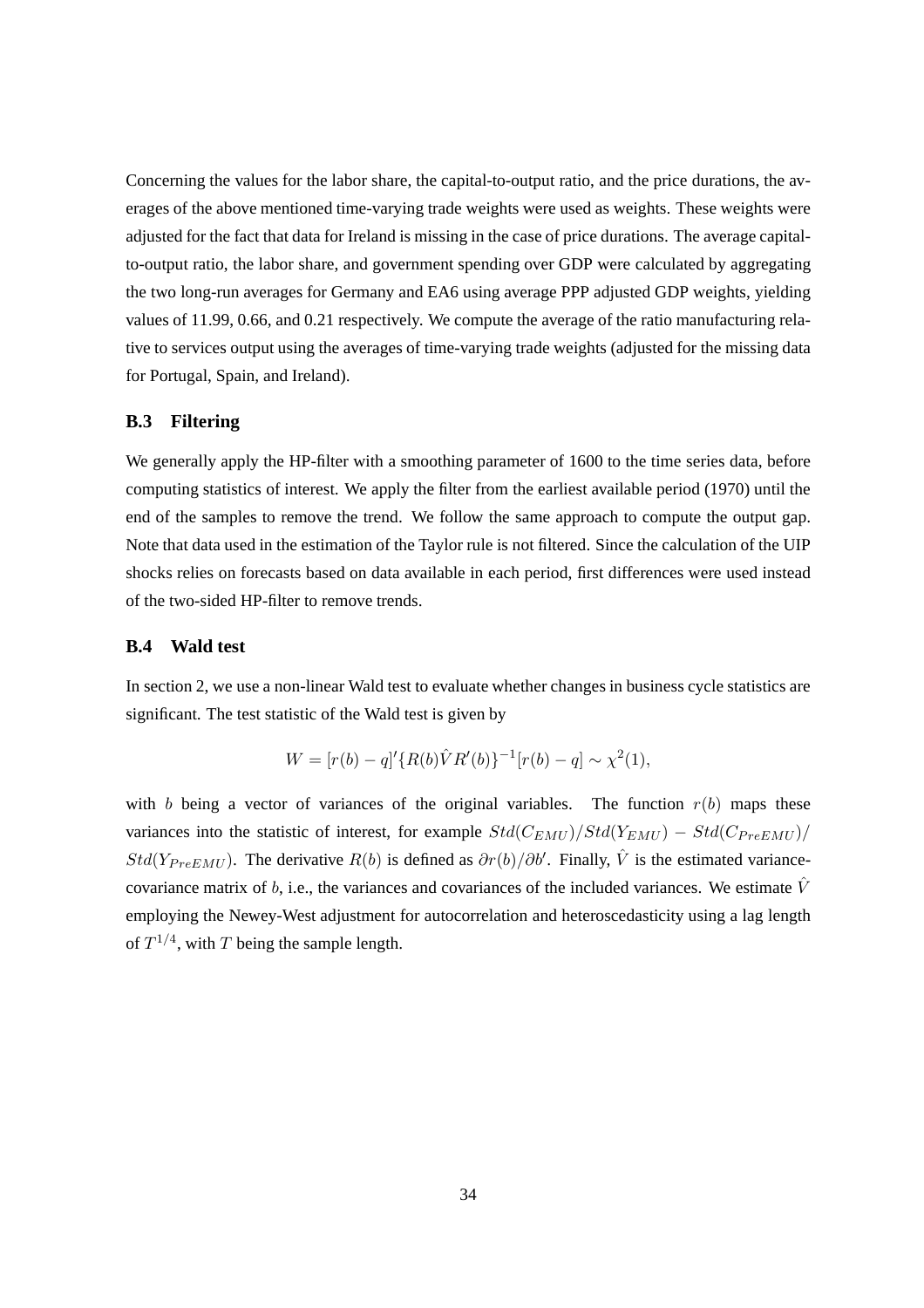Concerning the values for the labor share, the capital-to-output ratio, and the price durations, the averages of the above mentioned time-varying trade weights were used as weights. These weights were adjusted for the fact that data for Ireland is missing in the case of price durations. The average capital-to-output ratio, the labor share, and government spending over GDP were calculated by aggregating the two long-run averages for Germany and EA6 using average PPP adjusted GDP weights, yielding values of 11.99, 0.66, and 0.21 respectively. We compute the average of the ratio manufacturing relative to services output using the averages of time-varying trade weights (adjusted for the missing data for Portugal, Spain, and Ireland).

### B.3 Filtering

We generally apply the HP-filter with a smoothing parameter of 1600 to the time series data, before computing statistics of interest. We apply the filter from the earliest available period (1970) until the end of the samples to remove the trend. We follow the same approach to compute the output gap. Note that data used in the estimation of the Taylor rule is not filtered. Since the calculation of the UIP shocks relies on forecasts based on data available in each period, first differences were used instead of the two-sided HP-filter to remove trends.

### B.4 Wald test

In section 2, we use a non-linear Wald test to evaluate whether changes in business cycle statistics are significant. The test statistic of the Wald test is given by

$$W = [r(b) - q]'\{R(b)\hat{V}R'(b)\}^{-1}[r(b) - q] \sim \chi^2(1),$$

with $b$ being a vector of variances of the original variables. The function $r(b)$ maps these variances into the statistic of interest, for example $Std(C_{EMU})/Std(Y_{EMU}) - Std(C_{PreEMU})/Std(Y_{PreEMU})$. The derivative $R(b)$ is defined as $\partial r(b)/\partial b'$. Finally, $\hat{V}$ is the estimated variance-covariance matrix of $b$, i.e., the variances and covariances of the included variances. We estimate $\hat{V}$ employing the Newey-West adjustment for autocorrelation and heteroscedasticity using a lag length of $T^{1/4}$, with $T$ being the sample length.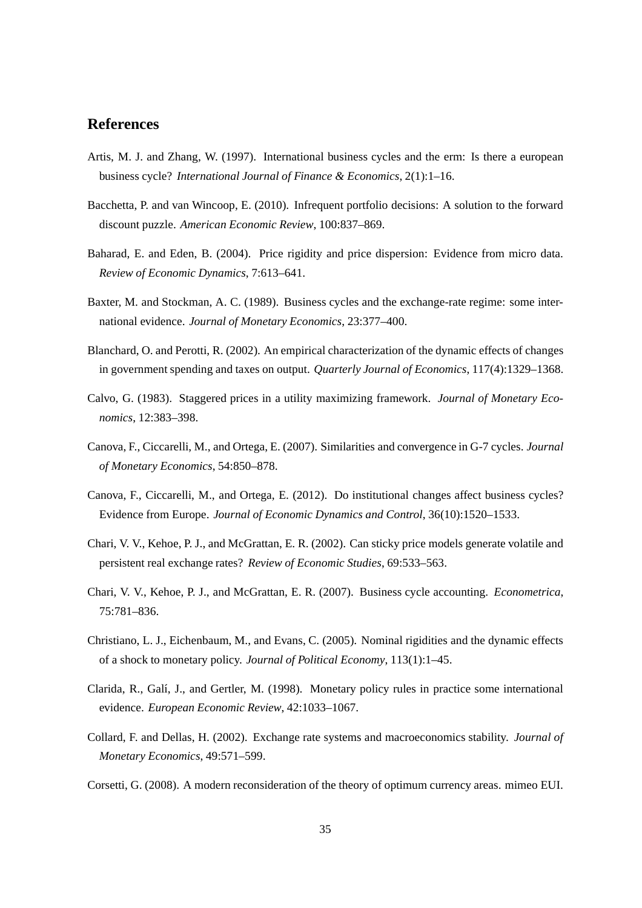# References

Artis, M. J. and Zhang, W. (1997). International business cycles and the erm: Is there a european business cycle? *International Journal of Finance & Economics*, 2(1):1–16.

Bacchetta, P. and van Wincoop, E. (2010). Infrequent portfolio decisions: A solution to the forward discount puzzle. *American Economic Review*, 100:837–869.

Baharad, E. and Eden, B. (2004). Price rigidity and price dispersion: Evidence from micro data. *Review of Economic Dynamics*, 7:613–641.

Baxter, M. and Stockman, A. C. (1989). Business cycles and the exchange-rate regime: some international evidence. *Journal of Monetary Economics*, 23:377–400.

Blanchard, O. and Perotti, R. (2002). An empirical characterization of the dynamic effects of changes in government spending and taxes on output. *Quarterly Journal of Economics*, 117(4):1329–1368.

Calvo, G. (1983). Staggered prices in a utility maximizing framework. *Journal of Monetary Economics*, 12:383–398.

Canova, F., Ciccarelli, M., and Ortega, E. (2007). Similarities and convergence in G-7 cycles. *Journal of Monetary Economics*, 54:850–878.

Canova, F., Ciccarelli, M., and Ortega, E. (2012). Do institutional changes affect business cycles? Evidence from Europe. *Journal of Economic Dynamics and Control*, 36(10):1520–1533.

Chari, V. V., Kehoe, P. J., and McGrattan, E. R. (2002). Can sticky price models generate volatile and persistent real exchange rates? *Review of Economic Studies*, 69:533–563.

Chari, V. V., Kehoe, P. J., and McGrattan, E. R. (2007). Business cycle accounting. *Econometrica*, 75:781–836.

Christiano, L. J., Eichenbaum, M., and Evans, C. (2005). Nominal rigidities and the dynamic effects of a shock to monetary policy. *Journal of Political Economy*, 113(1):1–45.

Clarida, R., Galí, J., and Gertler, M. (1998). Monetary policy rules in practice some international evidence. *European Economic Review*, 42:1033–1067.

Collard, F. and Dellas, H. (2002). Exchange rate systems and macroeconomics stability. *Journal of Monetary Economics*, 49:571–599.

Corsetti, G. (2008). A modern reconsideration of the theory of optimum currency areas. mimeo EUI.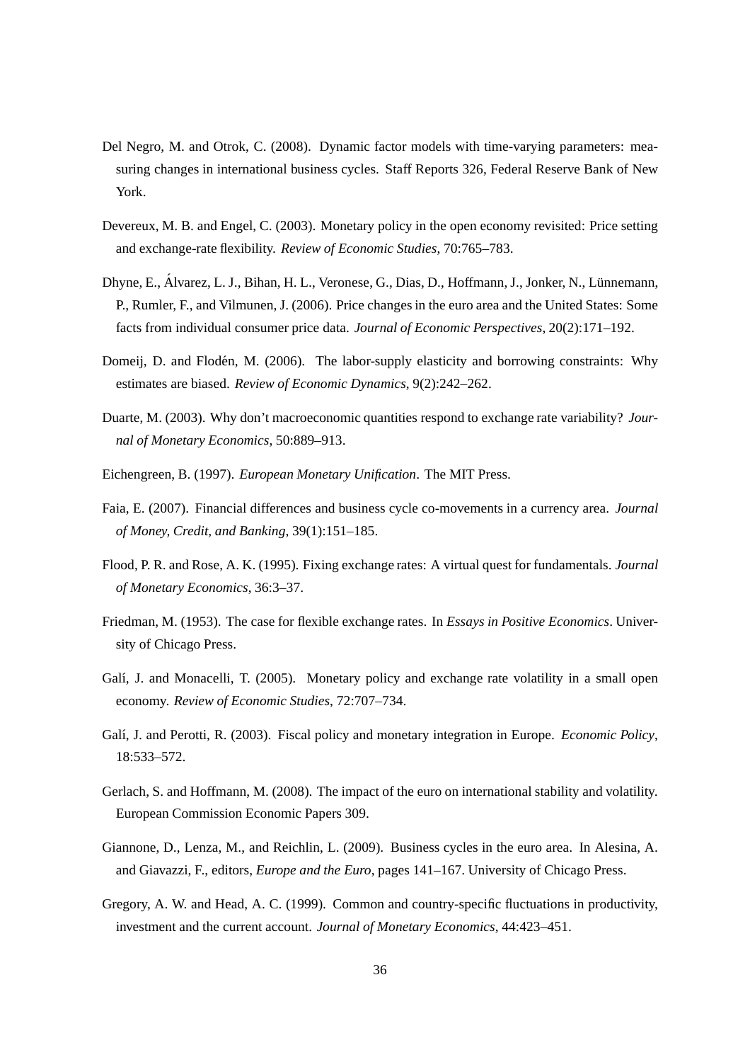Del Negro, M. and Otrok, C. (2008). Dynamic factor models with time-varying parameters: measuring changes in international business cycles. Staff Reports 326, Federal Reserve Bank of New York.

Devereux, M. B. and Engel, C. (2003). Monetary policy in the open economy revisited: Price setting and exchange-rate flexibility. *Review of Economic Studies*, 70:765–783.

Dhyne, E., Álvarez, L. J., Bihan, H. L., Veronese, G., Dias, D., Hoffmann, J., Jonker, N., Lünnemann, P., Rumler, F., and Vilmunen, J. (2006). Price changes in the euro area and the United States: Some facts from individual consumer price data. *Journal of Economic Perspectives*, 20(2):171–192.

Domeij, D. and Flodén, M. (2006). The labor-supply elasticity and borrowing constraints: Why estimates are biased. *Review of Economic Dynamics*, 9(2):242–262.

Duarte, M. (2003). Why don't macroeconomic quantities respond to exchange rate variability? *Journal of Monetary Economics*, 50:889–913.

Eichengreen, B. (1997). *European Monetary Unification*. The MIT Press.

Faia, E. (2007). Financial differences and business cycle co-movements in a currency area. *Journal of Money, Credit, and Banking*, 39(1):151–185.

Flood, P. R. and Rose, A. K. (1995). Fixing exchange rates: A virtual quest for fundamentals. *Journal of Monetary Economics*, 36:3–37.

Friedman, M. (1953). The case for flexible exchange rates. In *Essays in Positive Economics*. University of Chicago Press.

Galí, J. and Monacelli, T. (2005). Monetary policy and exchange rate volatility in a small open economy. *Review of Economic Studies*, 72:707–734.

Galí, J. and Perotti, R. (2003). Fiscal policy and monetary integration in Europe. *Economic Policy*, 18:533–572.

Gerlach, S. and Hoffmann, M. (2008). The impact of the euro on international stability and volatility. European Commission Economic Papers 309.

Giannone, D., Lenza, M., and Reichlin, L. (2009). Business cycles in the euro area. In Alesina, A. and Giavazzi, F., editors, *Europe and the Euro*, pages 141–167. University of Chicago Press.

Gregory, A. W. and Head, A. C. (1999). Common and country-specific fluctuations in productivity, investment and the current account. *Journal of Monetary Economics*, 44:423–451.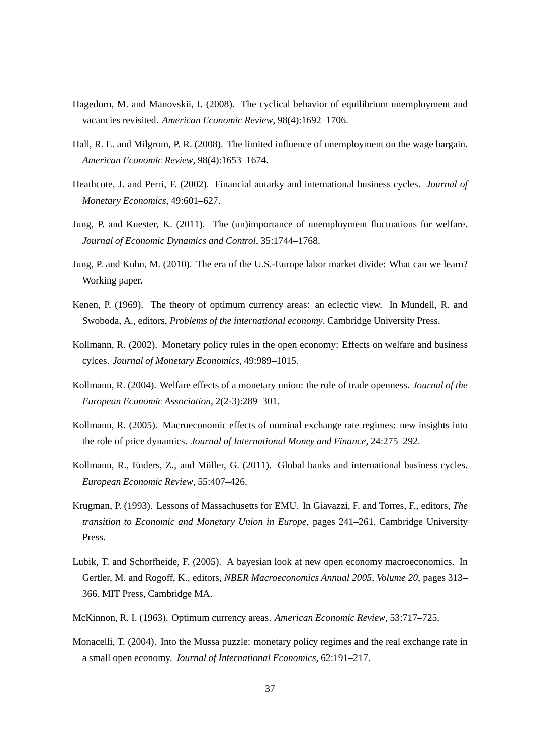Hagedorn, M. and Manovskii, I. (2008). The cyclical behavior of equilibrium unemployment and vacancies revisited. *American Economic Review*, 98(4):1692–1706.

Hall, R. E. and Milgrom, P. R. (2008). The limited influence of unemployment on the wage bargain. *American Economic Review*, 98(4):1653–1674.

Heathcote, J. and Perri, F. (2002). Financial autarky and international business cycles. *Journal of Monetary Economics*, 49:601–627.

Jung, P. and Kuester, K. (2011). The (un)importance of unemployment fluctuations for welfare. *Journal of Economic Dynamics and Control*, 35:1744–1768.

Jung, P. and Kuhn, M. (2010). The era of the U.S.-Europe labor market divide: What can we learn? Working paper.

Kenen, P. (1969). The theory of optimum currency areas: an eclectic view. In Mundell, R. and Swoboda, A., editors, *Problems of the international economy*. Cambridge University Press.

Kollmann, R. (2002). Monetary policy rules in the open economy: Effects on welfare and business cylces. *Journal of Monetary Economics*, 49:989–1015.

Kollmann, R. (2004). Welfare effects of a monetary union: the role of trade openness. *Journal of the European Economic Association*, 2(2-3):289–301.

Kollmann, R. (2005). Macroeconomic effects of nominal exchange rate regimes: new insights into the role of price dynamics. *Journal of International Money and Finance*, 24:275–292.

Kollmann, R., Enders, Z., and Müller, G. (2011). Global banks and international business cycles. *European Economic Review*, 55:407–426.

Krugman, P. (1993). Lessons of Massachusetts for EMU. In Giavazzi, F. and Torres, F., editors, *The transition to Economic and Monetary Union in Europe*, pages 241–261. Cambridge University Press.

Lubik, T. and Schorfheide, F. (2005). A bayesian look at new open economy macroeconomics. In Gertler, M. and Rogoff, K., editors, *NBER Macroeconomics Annual 2005, Volume 20*, pages 313–366. MIT Press, Cambridge MA.

McKinnon, R. I. (1963). Optimum currency areas. *American Economic Review*, 53:717–725.

Monacelli, T. (2004). Into the Mussa puzzle: monetary policy regimes and the real exchange rate in a small open economy. *Journal of International Economics*, 62:191–217.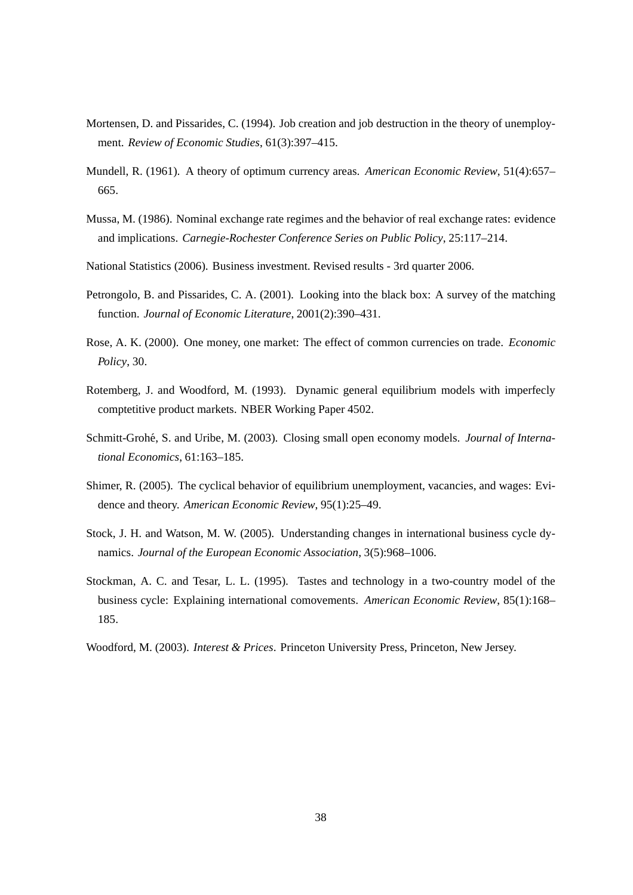Mortensen, D. and Pissarides, C. (1994). Job creation and job destruction in the theory of unemployment. *Review of Economic Studies*, 61(3):397–415.

Mundell, R. (1961). A theory of optimum currency areas. *American Economic Review*, 51(4):657–665.

Mussa, M. (1986). Nominal exchange rate regimes and the behavior of real exchange rates: evidence and implications. *Carnegie-Rochester Conference Series on Public Policy*, 25:117–214.

National Statistics (2006). Business investment. Revised results - 3rd quarter 2006.

Petrongolo, B. and Pissarides, C. A. (2001). Looking into the black box: A survey of the matching function. *Journal of Economic Literature*, 2001(2):390–431.

Rose, A. K. (2000). One money, one market: The effect of common currencies on trade. *Economic Policy*, 30.

Rotemberg, J. and Woodford, M. (1993). Dynamic general equilibrium models with imperfecly comptetitive product markets. NBER Working Paper 4502.

Schmitt-Grohé, S. and Uribe, M. (2003). Closing small open economy models. *Journal of International Economics*, 61:163–185.

Shimer, R. (2005). The cyclical behavior of equilibrium unemployment, vacancies, and wages: Evidence and theory. *American Economic Review*, 95(1):25–49.

Stock, J. H. and Watson, M. W. (2005). Understanding changes in international business cycle dynamics. *Journal of the European Economic Association*, 3(5):968–1006.

Stockman, A. C. and Tesar, L. L. (1995). Tastes and technology in a two-country model of the business cycle: Explaining international comovements. *American Economic Review*, 85(1):168–185.

Woodford, M. (2003). *Interest & Prices*. Princeton University Press, Princeton, New Jersey.